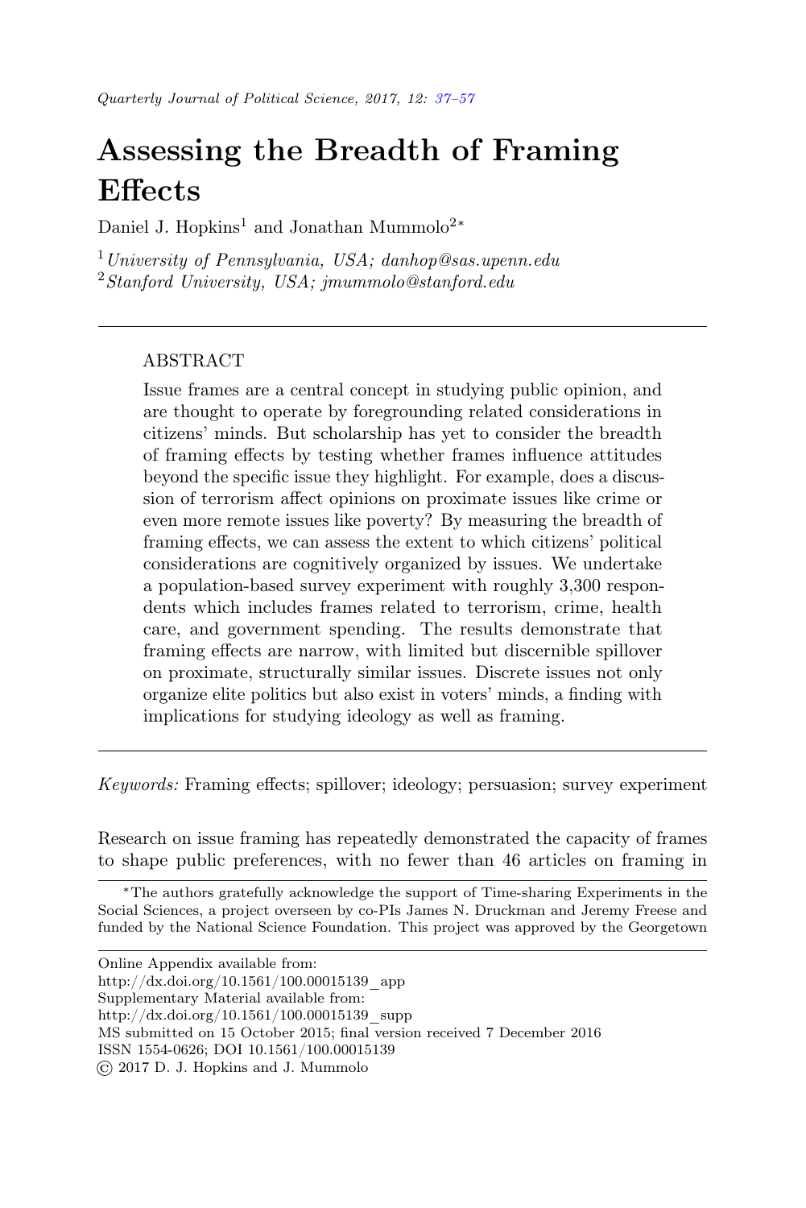# Assessing the Breadth of Framing Effects

Daniel J. Hopkins[1] and Jonathan Mummolo[2]*

[1] *University of Pennsylvania, USA; danhop@sas.upenn.edu*
[2] *Stanford University, USA; jmummolo@stanford.edu*

---

## ABSTRACT

Issue frames are a central concept in studying public opinion, and are thought to operate by foregrounding related considerations in citizens' minds. But scholarship has yet to consider the breadth of framing effects by testing whether frames influence attitudes beyond the specific issue they highlight. For example, does a discussion of terrorism affect opinions on proximate issues like crime or even more remote issues like poverty? By measuring the breadth of framing effects, we can assess the extent to which citizens' political considerations are cognitively organized by issues. We undertake a population-based survey experiment with roughly 3,300 respondents which includes frames related to terrorism, crime, health care, and government spending. The results demonstrate that framing effects are narrow, with limited but discernible spillover on proximate, structurally similar issues. Discrete issues not only organize elite politics but also exist in voters' minds, a finding with implications for studying ideology as well as framing.

---

*Keywords:* Framing effects; spillover; ideology; persuasion; survey experiment

Research on issue framing has repeatedly demonstrated the capacity of frames to shape public preferences, with no fewer than 46 articles on framing in

---

*The authors gratefully acknowledge the support of Time-sharing Experiments in the Social Sciences, a project overseen by co-PIs James N. Druckman and Jeremy Freese and funded by the National Science Foundation. This project was approved by the Georgetown

---

Online Appendix available from:
http://dx.doi.org/10.1561/100.00015139_app
Supplementary Material available from:
http://dx.doi.org/10.1561/100.00015139_supp
MS submitted on 15 October 2015; final version received 7 December 2016
ISSN 1554-0626; DOI 10.1561/100.00015139
© 2017 D. J. Hopkins and J. Mummolo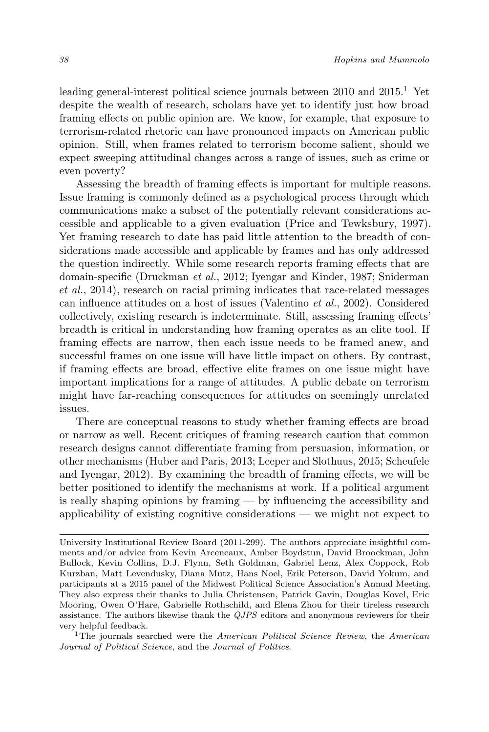leading general-interest political science journals between 2010 and 2015.[1] Yet despite the wealth of research, scholars have yet to identify just how broad framing effects on public opinion are. We know, for example, that exposure to terrorism-related rhetoric can have pronounced impacts on American public opinion. Still, when frames related to terrorism become salient, should we expect sweeping attitudinal changes across a range of issues, such as crime or even poverty?

Assessing the breadth of framing effects is important for multiple reasons. Issue framing is commonly defined as a psychological process through which communications make a subset of the potentially relevant considerations accessible and applicable to a given evaluation (Price and Tewksbury, 1997). Yet framing research to date has paid little attention to the breadth of considerations made accessible and applicable by frames and has only addressed the question indirectly. While some research reports framing effects that are domain-specific (Druckman *et al.*, 2012; Iyengar and Kinder, 1987; Sniderman *et al.*, 2014), research on racial priming indicates that race-related messages can influence attitudes on a host of issues (Valentino *et al.*, 2002). Considered collectively, existing research is indeterminate. Still, assessing framing effects' breadth is critical in understanding how framing operates as an elite tool. If framing effects are narrow, then each issue needs to be framed anew, and successful frames on one issue will have little impact on others. By contrast, if framing effects are broad, effective elite frames on one issue might have important implications for a range of attitudes. A public debate on terrorism might have far-reaching consequences for attitudes on seemingly unrelated issues.

There are conceptual reasons to study whether framing effects are broad or narrow as well. Recent critiques of framing research caution that common research designs cannot differentiate framing from persuasion, information, or other mechanisms (Huber and Paris, 2013; Leeper and Slothuus, 2015; Scheufele and Iyengar, 2012). By examining the breadth of framing effects, we will be better positioned to identify the mechanisms at work. If a political argument is really shaping opinions by framing — by influencing the accessibility and applicability of existing cognitive considerations — we might not expect to

University Institutional Review Board (2011-299). The authors appreciate insightful comments and/or advice from Kevin Arceneaux, Amber Boydstun, David Broockman, John Bullock, Kevin Collins, D.J. Flynn, Seth Goldman, Gabriel Lenz, Alex Coppock, Rob Kurzban, Matt Levendusky, Diana Mutz, Hans Noel, Erik Peterson, David Yokum, and participants at a 2015 panel of the Midwest Political Science Association's Annual Meeting. They also express their thanks to Julia Christensen, Patrick Gavin, Douglas Kovel, Eric Mooring, Owen O'Hare, Gabrielle Rothschild, and Elena Zhou for their tireless research assistance. The authors likewise thank the *QJPS* editors and anonymous reviewers for their very helpful feedback.

[1] The journals searched were the *American Political Science Review*, the *American Journal of Political Science*, and the *Journal of Politics*.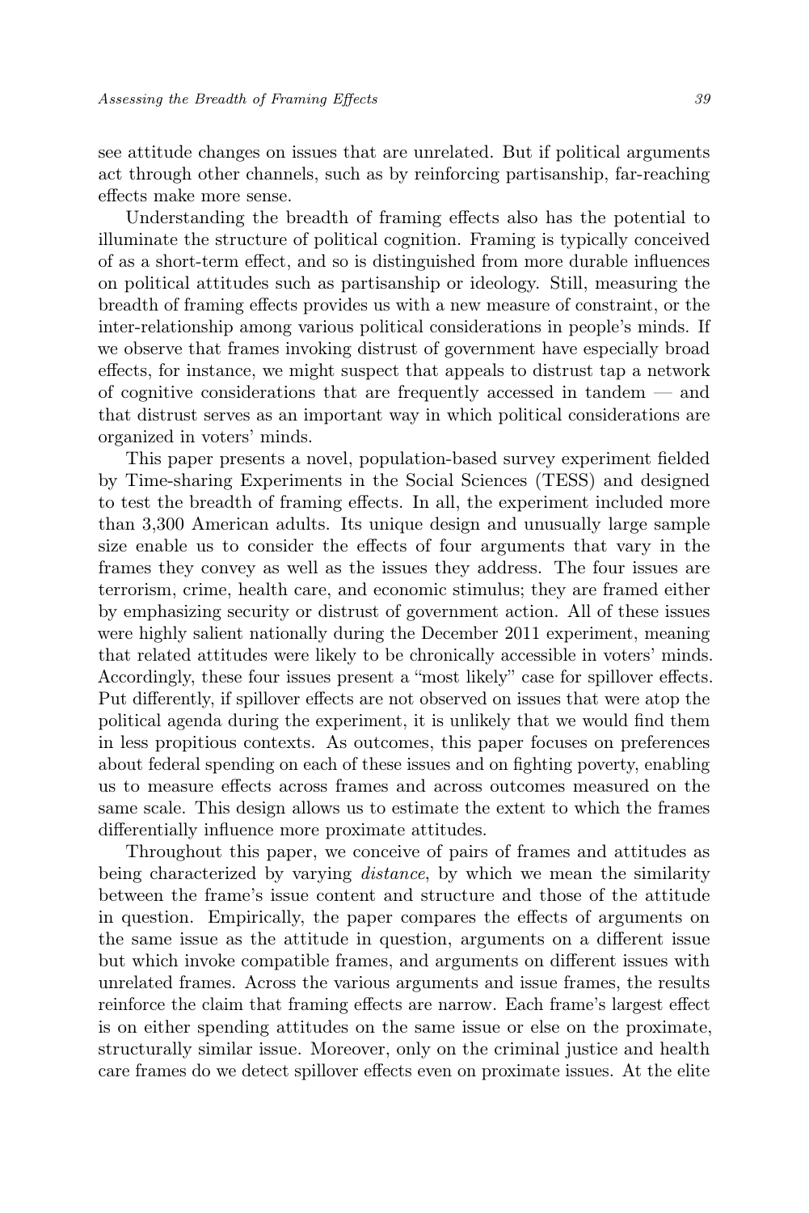see attitude changes on issues that are unrelated. But if political arguments act through other channels, such as by reinforcing partisanship, far-reaching effects make more sense.

Understanding the breadth of framing effects also has the potential to illuminate the structure of political cognition. Framing is typically conceived of as a short-term effect, and so is distinguished from more durable influences on political attitudes such as partisanship or ideology. Still, measuring the breadth of framing effects provides us with a new measure of constraint, or the inter-relationship among various political considerations in people's minds. If we observe that frames invoking distrust of government have especially broad effects, for instance, we might suspect that appeals to distrust tap a network of cognitive considerations that are frequently accessed in tandem — and that distrust serves as an important way in which political considerations are organized in voters' minds.

This paper presents a novel, population-based survey experiment fielded by Time-sharing Experiments in the Social Sciences (TESS) and designed to test the breadth of framing effects. In all, the experiment included more than 3,300 American adults. Its unique design and unusually large sample size enable us to consider the effects of four arguments that vary in the frames they convey as well as the issues they address. The four issues are terrorism, crime, health care, and economic stimulus; they are framed either by emphasizing security or distrust of government action. All of these issues were highly salient nationally during the December 2011 experiment, meaning that related attitudes were likely to be chronically accessible in voters' minds. Accordingly, these four issues present a "most likely" case for spillover effects. Put differently, if spillover effects are not observed on issues that were atop the political agenda during the experiment, it is unlikely that we would find them in less propitious contexts. As outcomes, this paper focuses on preferences about federal spending on each of these issues and on fighting poverty, enabling us to measure effects across frames and across outcomes measured on the same scale. This design allows us to estimate the extent to which the frames differentially influence more proximate attitudes.

Throughout this paper, we conceive of pairs of frames and attitudes as being characterized by varying *distance*, by which we mean the similarity between the frame's issue content and structure and those of the attitude in question. Empirically, the paper compares the effects of arguments on the same issue as the attitude in question, arguments on a different issue but which invoke compatible frames, and arguments on different issues with unrelated frames. Across the various arguments and issue frames, the results reinforce the claim that framing effects are narrow. Each frame's largest effect is on either spending attitudes on the same issue or else on the proximate, structurally similar issue. Moreover, only on the criminal justice and health care frames do we detect spillover effects even on proximate issues. At the elite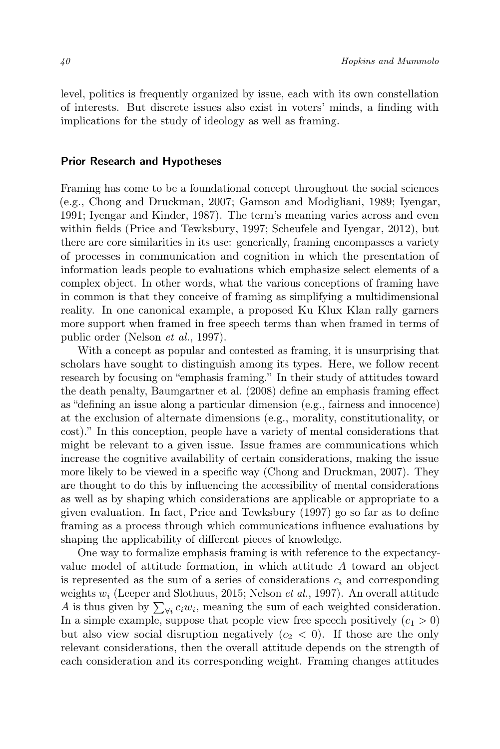level, politics is frequently organized by issue, each with its own constellation of interests. But discrete issues also exist in voters' minds, a finding with implications for the study of ideology as well as framing.

## Prior Research and Hypotheses

Framing has come to be a foundational concept throughout the social sciences (e.g., Chong and Druckman, 2007; Gamson and Modigliani, 1989; Iyengar, 1991; Iyengar and Kinder, 1987). The term's meaning varies across and even within fields (Price and Tewksbury, 1997; Scheufele and Iyengar, 2012), but there are core similarities in its use: generically, framing encompasses a variety of processes in communication and cognition in which the presentation of information leads people to evaluations which emphasize select elements of a complex object. In other words, what the various conceptions of framing have in common is that they conceive of framing as simplifying a multidimensional reality. In one canonical example, a proposed Ku Klux Klan rally garners more support when framed in free speech terms than when framed in terms of public order (Nelson *et al.*, 1997).

With a concept as popular and contested as framing, it is unsurprising that scholars have sought to distinguish among its types. Here, we follow recent research by focusing on "emphasis framing." In their study of attitudes toward the death penalty, Baumgartner et al. (2008) define an emphasis framing effect as "defining an issue along a particular dimension (e.g., fairness and innocence) at the exclusion of alternate dimensions (e.g., morality, constitutionality, or cost)." In this conception, people have a variety of mental considerations that might be relevant to a given issue. Issue frames are communications which increase the cognitive availability of certain considerations, making the issue more likely to be viewed in a specific way (Chong and Druckman, 2007). They are thought to do this by influencing the accessibility of mental considerations as well as by shaping which considerations are applicable or appropriate to a given evaluation. In fact, Price and Tewksbury (1997) go so far as to define framing as a process through which communications influence evaluations by shaping the applicability of different pieces of knowledge.

One way to formalize emphasis framing is with reference to the expectancy-value model of attitude formation, in which attitude $A$ toward an object is represented as the sum of a series of considerations $c_i$ and corresponding weights $w_i$ (Leeper and Slothuus, 2015; Nelson *et al.*, 1997). An overall attitude $A$ is thus given by $\sum_{\forall i} c_i w_i$, meaning the sum of each weighted consideration. In a simple example, suppose that people view free speech positively ($c_1 > 0$) but also view social disruption negatively ($c_2 < 0$). If those are the only relevant considerations, then the overall attitude depends on the strength of each consideration and its corresponding weight. Framing changes attitudes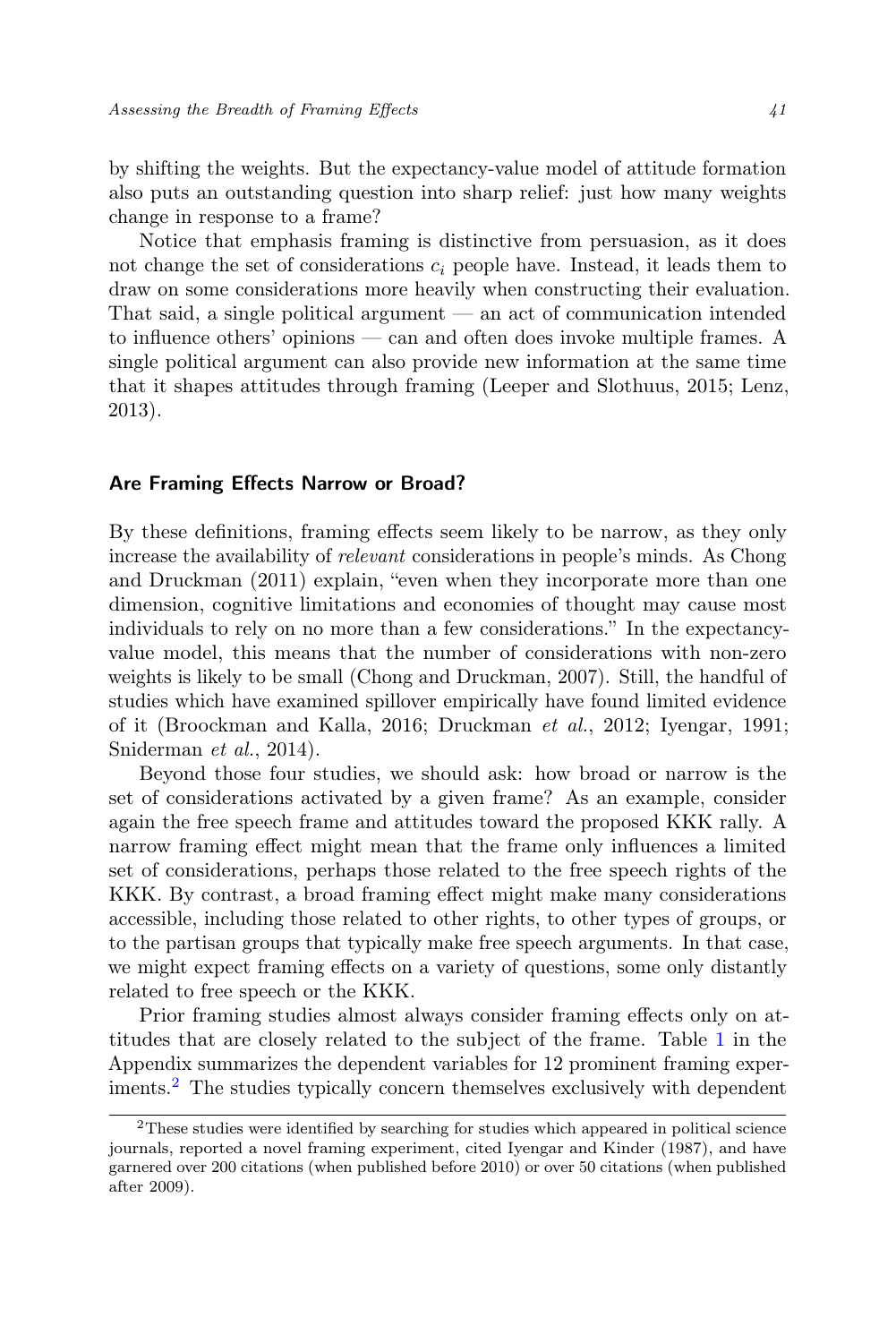by shifting the weights. But the expectancy-value model of attitude formation also puts an outstanding question into sharp relief: just how many weights change in response to a frame?

Notice that emphasis framing is distinctive from persuasion, as it does not change the set of considerations $c_i$ people have. Instead, it leads them to draw on some considerations more heavily when constructing their evaluation. That said, a single political argument — an act of communication intended to influence others' opinions — can and often does invoke multiple frames. A single political argument can also provide new information at the same time that it shapes attitudes through framing (Leeper and Slothuus, 2015; Lenz, 2013).

## Are Framing Effects Narrow or Broad?

By these definitions, framing effects seem likely to be narrow, as they only increase the availability of *relevant* considerations in people's minds. As Chong and Druckman (2011) explain, "even when they incorporate more than one dimension, cognitive limitations and economies of thought may cause most individuals to rely on no more than a few considerations." In the expectancy-value model, this means that the number of considerations with non-zero weights is likely to be small (Chong and Druckman, 2007). Still, the handful of studies which have examined spillover empirically have found limited evidence of it (Broockman and Kalla, 2016; Druckman *et al.*, 2012; Iyengar, 1991; Sniderman *et al.*, 2014).

Beyond those four studies, we should ask: how broad or narrow is the set of considerations activated by a given frame? As an example, consider again the free speech frame and attitudes toward the proposed KKK rally. A narrow framing effect might mean that the frame only influences a limited set of considerations, perhaps those related to the free speech rights of the KKK. By contrast, a broad framing effect might make many considerations accessible, including those related to other rights, to other types of groups, or to the partisan groups that typically make free speech arguments. In that case, we might expect framing effects on a variety of questions, some only distantly related to free speech or the KKK.

Prior framing studies almost always consider framing effects only on attitudes that are closely related to the subject of the frame. Table 1 in the Appendix summarizes the dependent variables for 12 prominent framing experiments.[2] The studies typically concern themselves exclusively with dependent

[2] These studies were identified by searching for studies which appeared in political science journals, reported a novel framing experiment, cited Iyengar and Kinder (1987), and have garnered over 200 citations (when published before 2010) or over 50 citations (when published after 2009).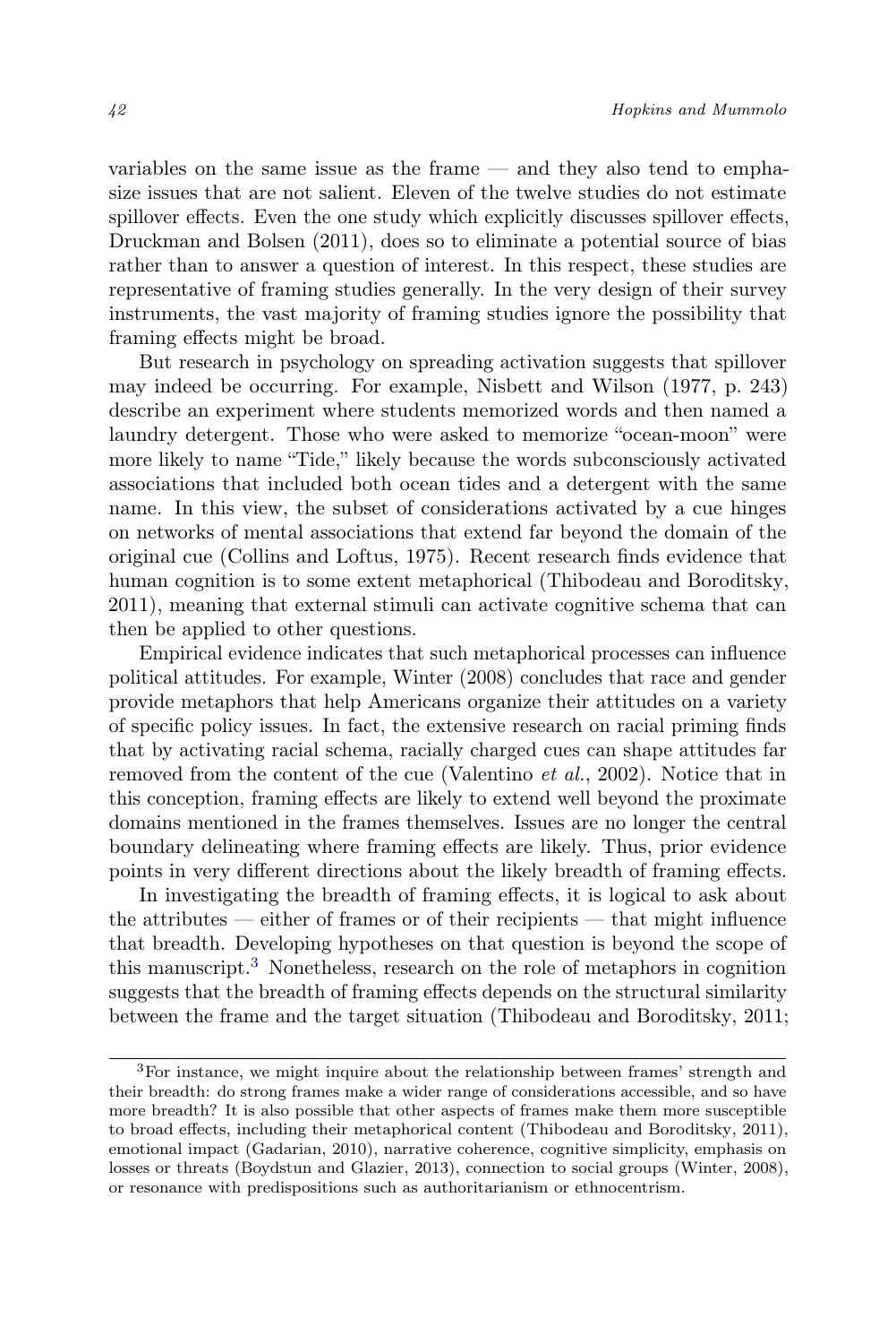variables on the same issue as the frame — and they also tend to emphasize issues that are not salient. Eleven of the twelve studies do not estimate spillover effects. Even the one study which explicitly discusses spillover effects, Druckman and Bolsen (2011), does so to eliminate a potential source of bias rather than to answer a question of interest. In this respect, these studies are representative of framing studies generally. In the very design of their survey instruments, the vast majority of framing studies ignore the possibility that framing effects might be broad.

But research in psychology on spreading activation suggests that spillover may indeed be occurring. For example, Nisbett and Wilson (1977, p. 243) describe an experiment where students memorized words and then named a laundry detergent. Those who were asked to memorize "ocean-moon" were more likely to name "Tide," likely because the words subconsciously activated associations that included both ocean tides and a detergent with the same name. In this view, the subset of considerations activated by a cue hinges on networks of mental associations that extend far beyond the domain of the original cue (Collins and Loftus, 1975). Recent research finds evidence that human cognition is to some extent metaphorical (Thibodeau and Boroditsky, 2011), meaning that external stimuli can activate cognitive schema that can then be applied to other questions.

Empirical evidence indicates that such metaphorical processes can influence political attitudes. For example, Winter (2008) concludes that race and gender provide metaphors that help Americans organize their attitudes on a variety of specific policy issues. In fact, the extensive research on racial priming finds that by activating racial schema, racially charged cues can shape attitudes far removed from the content of the cue (Valentino *et al.*, 2002). Notice that in this conception, framing effects are likely to extend well beyond the proximate domains mentioned in the frames themselves. Issues are no longer the central boundary delineating where framing effects are likely. Thus, prior evidence points in very different directions about the likely breadth of framing effects.

In investigating the breadth of framing effects, it is logical to ask about the attributes — either of frames or of their recipients — that might influence that breadth. Developing hypotheses on that question is beyond the scope of this manuscript.[3] Nonetheless, research on the role of metaphors in cognition suggests that the breadth of framing effects depends on the structural similarity between the frame and the target situation (Thibodeau and Boroditsky, 2011;

---

[3]For instance, we might inquire about the relationship between frames' strength and their breadth: do strong frames make a wider range of considerations accessible, and so have more breadth? It is also possible that other aspects of frames make them more susceptible to broad effects, including their metaphorical content (Thibodeau and Boroditsky, 2011), emotional impact (Gadarian, 2010), narrative coherence, cognitive simplicity, emphasis on losses or threats (Boydstun and Glazier, 2013), connection to social groups (Winter, 2008), or resonance with predispositions such as authoritarianism or ethnocentrism.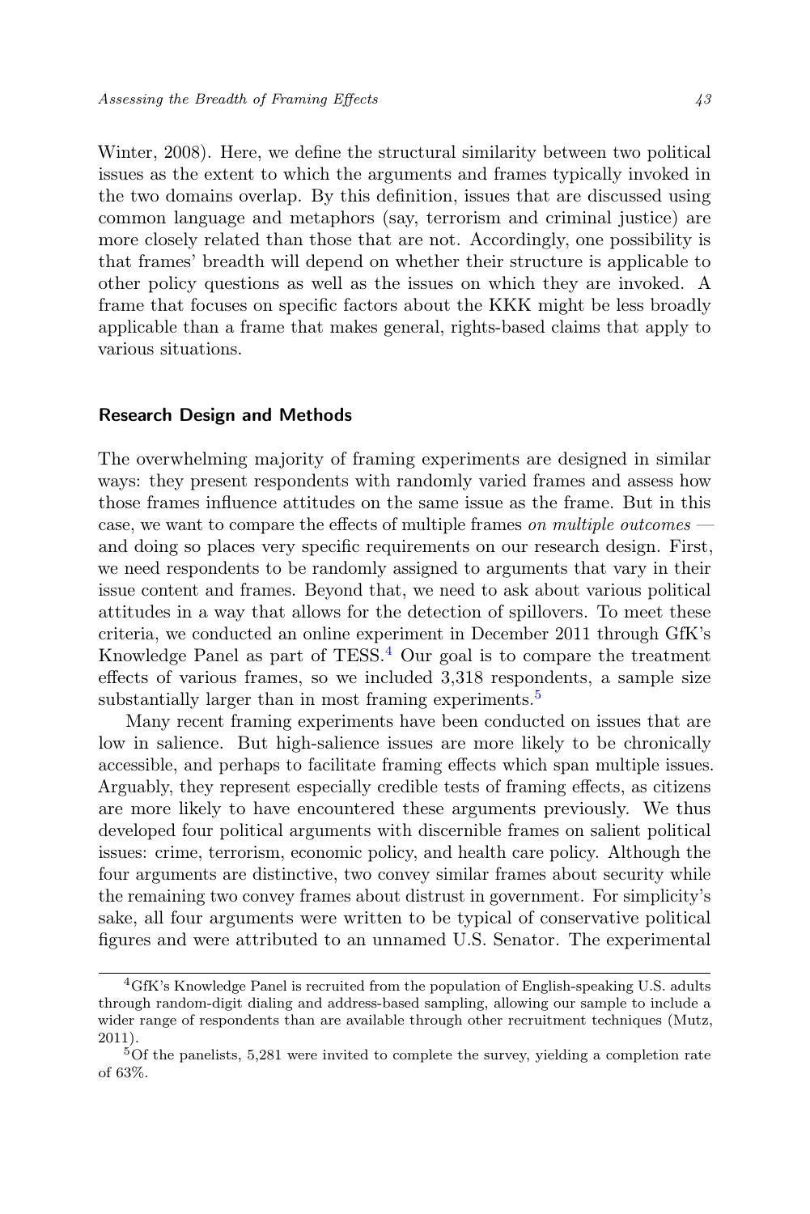Winter, 2008). Here, we define the structural similarity between two political issues as the extent to which the arguments and frames typically invoked in the two domains overlap. By this definition, issues that are discussed using common language and metaphors (say, terrorism and criminal justice) are more closely related than those that are not. Accordingly, one possibility is that frames' breadth will depend on whether their structure is applicable to other policy questions as well as the issues on which they are invoked. A frame that focuses on specific factors about the KKK might be less broadly applicable than a frame that makes general, rights-based claims that apply to various situations.

## Research Design and Methods

The overwhelming majority of framing experiments are designed in similar ways: they present respondents with randomly varied frames and assess how those frames influence attitudes on the same issue as the frame. But in this case, we want to compare the effects of multiple frames *on multiple outcomes* — and doing so places very specific requirements on our research design. First, we need respondents to be randomly assigned to arguments that vary in their issue content and frames. Beyond that, we need to ask about various political attitudes in a way that allows for the detection of spillovers. To meet these criteria, we conducted an online experiment in December 2011 through GfK's Knowledge Panel as part of TESS.[4] Our goal is to compare the treatment effects of various frames, so we included 3,318 respondents, a sample size substantially larger than in most framing experiments.[5]

Many recent framing experiments have been conducted on issues that are low in salience. But high-salience issues are more likely to be chronically accessible, and perhaps to facilitate framing effects which span multiple issues. Arguably, they represent especially credible tests of framing effects, as citizens are more likely to have encountered these arguments previously. We thus developed four political arguments with discernible frames on salient political issues: crime, terrorism, economic policy, and health care policy. Although the four arguments are distinctive, two convey similar frames about security while the remaining two convey frames about distrust in government. For simplicity's sake, all four arguments were written to be typical of conservative political figures and were attributed to an unnamed U.S. Senator. The experimental

[4] GfK's Knowledge Panel is recruited from the population of English-speaking U.S. adults through random-digit dialing and address-based sampling, allowing our sample to include a wider range of respondents than are available through other recruitment techniques (Mutz, 2011).

[5] Of the panelists, 5,281 were invited to complete the survey, yielding a completion rate of 63%.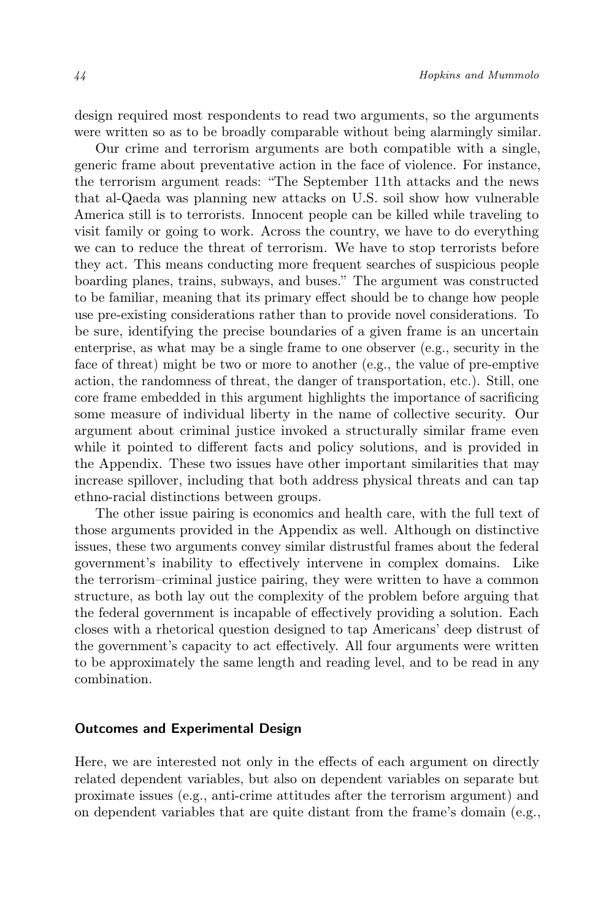design required most respondents to read two arguments, so the arguments were written so as to be broadly comparable without being alarmingly similar.

Our crime and terrorism arguments are both compatible with a single, generic frame about preventative action in the face of violence. For instance, the terrorism argument reads: "The September 11th attacks and the news that al-Qaeda was planning new attacks on U.S. soil show how vulnerable America still is to terrorists. Innocent people can be killed while traveling to visit family or going to work. Across the country, we have to do everything we can to reduce the threat of terrorism. We have to stop terrorists before they act. This means conducting more frequent searches of suspicious people boarding planes, trains, subways, and buses." The argument was constructed to be familiar, meaning that its primary effect should be to change how people use pre-existing considerations rather than to provide novel considerations. To be sure, identifying the precise boundaries of a given frame is an uncertain enterprise, as what may be a single frame to one observer (e.g., security in the face of threat) might be two or more to another (e.g., the value of pre-emptive action, the randomness of threat, the danger of transportation, etc.). Still, one core frame embedded in this argument highlights the importance of sacrificing some measure of individual liberty in the name of collective security. Our argument about criminal justice invoked a structurally similar frame even while it pointed to different facts and policy solutions, and is provided in the Appendix. These two issues have other important similarities that may increase spillover, including that both address physical threats and can tap ethno-racial distinctions between groups.

The other issue pairing is economics and health care, with the full text of those arguments provided in the Appendix as well. Although on distinctive issues, these two arguments convey similar distrustful frames about the federal government's inability to effectively intervene in complex domains. Like the terrorism–criminal justice pairing, they were written to have a common structure, as both lay out the complexity of the problem before arguing that the federal government is incapable of effectively providing a solution. Each closes with a rhetorical question designed to tap Americans' deep distrust of the government's capacity to act effectively. All four arguments were written to be approximately the same length and reading level, and to be read in any combination.

## Outcomes and Experimental Design

Here, we are interested not only in the effects of each argument on directly related dependent variables, but also on dependent variables on separate but proximate issues (e.g., anti-crime attitudes after the terrorism argument) and on dependent variables that are quite distant from the frame's domain (e.g.,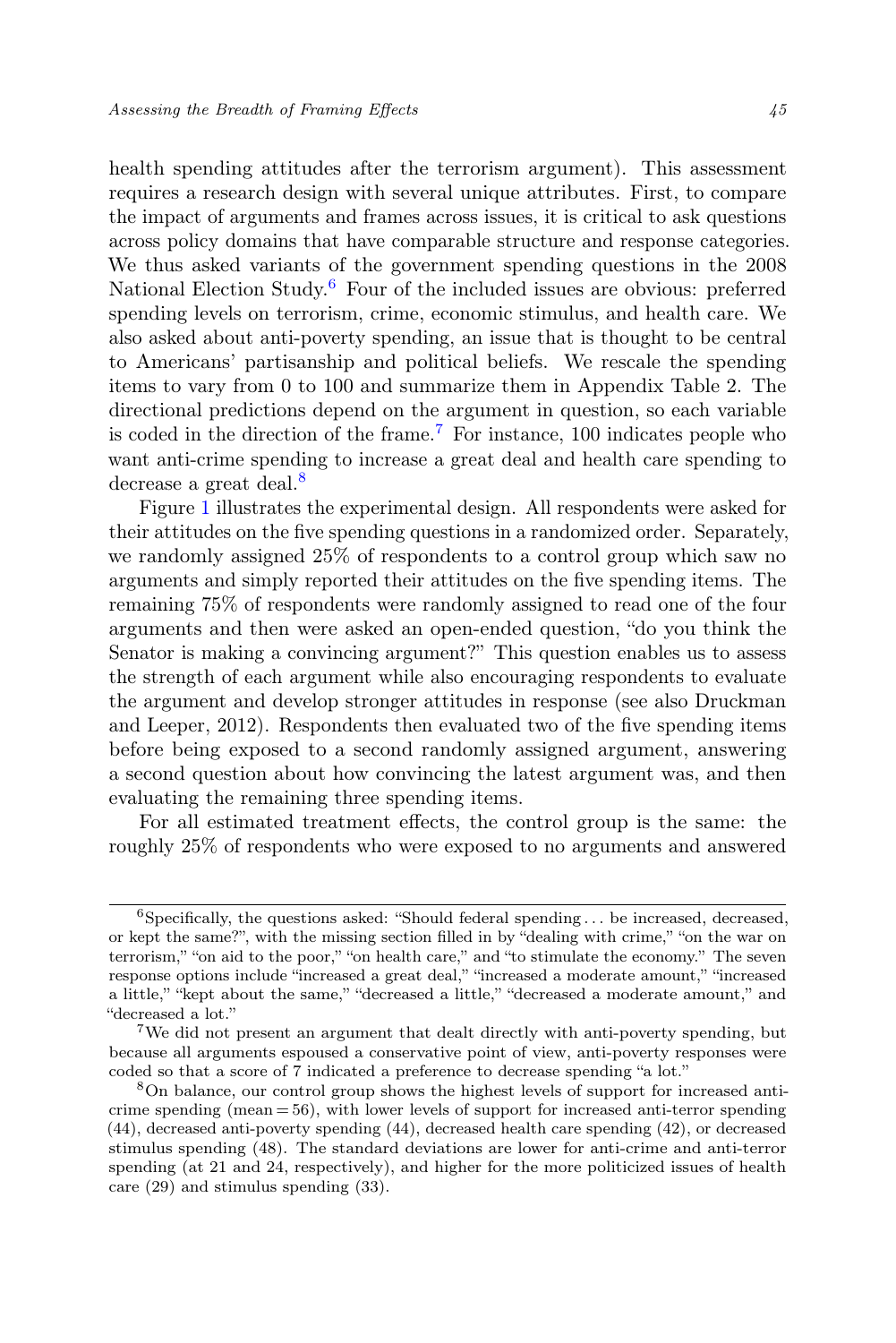health spending attitudes after the terrorism argument). This assessment requires a research design with several unique attributes. First, to compare the impact of arguments and frames across issues, it is critical to ask questions across policy domains that have comparable structure and response categories. We thus asked variants of the government spending questions in the 2008 National Election Study.[6] Four of the included issues are obvious: preferred spending levels on terrorism, crime, economic stimulus, and health care. We also asked about anti-poverty spending, an issue that is thought to be central to Americans' partisanship and political beliefs. We rescale the spending items to vary from 0 to 100 and summarize them in Appendix Table 2. The directional predictions depend on the argument in question, so each variable is coded in the direction of the frame.[7] For instance, 100 indicates people who want anti-crime spending to increase a great deal and health care spending to decrease a great deal.[8]

Figure 1 illustrates the experimental design. All respondents were asked for their attitudes on the five spending questions in a randomized order. Separately, we randomly assigned 25% of respondents to a control group which saw no arguments and simply reported their attitudes on the five spending items. The remaining 75% of respondents were randomly assigned to read one of the four arguments and then were asked an open-ended question, "do you think the Senator is making a convincing argument?" This question enables us to assess the strength of each argument while also encouraging respondents to evaluate the argument and develop stronger attitudes in response (see also Druckman and Leeper, 2012). Respondents then evaluated two of the five spending items before being exposed to a second randomly assigned argument, answering a second question about how convincing the latest argument was, and then evaluating the remaining three spending items.

For all estimated treatment effects, the control group is the same: the roughly 25% of respondents who were exposed to no arguments and answered

---

[6] Specifically, the questions asked: "Should federal spending . . . be increased, decreased, or kept the same?", with the missing section filled in by "dealing with crime," "on the war on terrorism," "on aid to the poor," "on health care," and "to stimulate the economy." The seven response options include "increased a great deal," "increased a moderate amount," "increased a little," "kept about the same," "decreased a little," "decreased a moderate amount," and "decreased a lot."

[7] We did not present an argument that dealt directly with anti-poverty spending, but because all arguments espoused a conservative point of view, anti-poverty responses were coded so that a score of 7 indicated a preference to decrease spending "a lot."

[8] On balance, our control group shows the highest levels of support for increased anti-crime spending (mean = 56), with lower levels of support for increased anti-terror spending (44), decreased anti-poverty spending (44), decreased health care spending (42), or decreased stimulus spending (48). The standard deviations are lower for anti-crime and anti-terror spending (at 21 and 24, respectively), and higher for the more politicized issues of health care (29) and stimulus spending (33).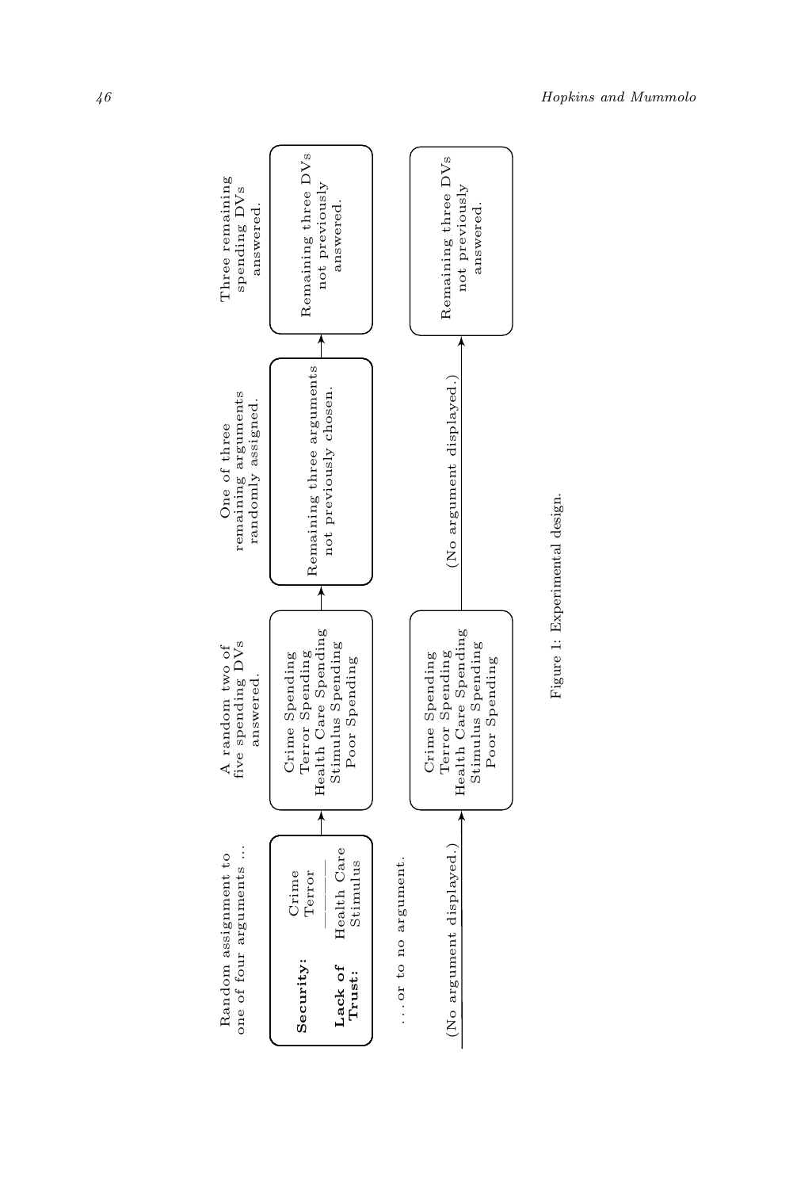| Random assignment to one of four arguments ... | A random two of five spending DVs answered. | One of three remaining arguments randomly assigned. | Three remaining spending DVs answered. |
|---|---|---|---|
| **Security:** Crime, Terror; **Lack of Trust:** Health Care, Stimulus | Crime Spending, Terror Spending, Health Care Spending, Stimulus Spending, Poor Spending | Remaining three arguments not previously chosen. | Remaining three DVs not previously answered. |
| ... or to no argument. (No argument displayed.) | Crime Spending, Terror Spending, Health Care Spending, Stimulus Spending, Poor Spending | (No argument displayed.) | Remaining three DVs not previously answered. |

Figure 1: Experimental design.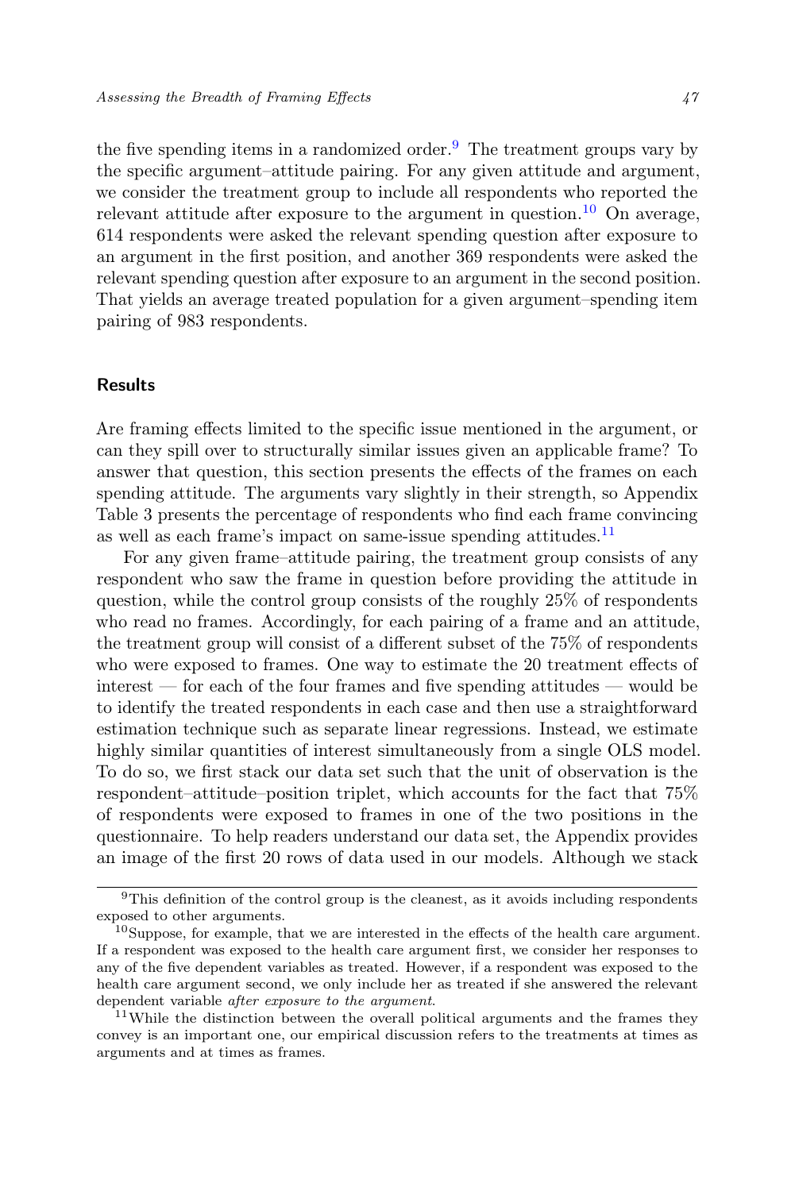the five spending items in a randomized order.[9] The treatment groups vary by the specific argument–attitude pairing. For any given attitude and argument, we consider the treatment group to include all respondents who reported the relevant attitude after exposure to the argument in question.[10] On average, 614 respondents were asked the relevant spending question after exposure to an argument in the first position, and another 369 respondents were asked the relevant spending question after exposure to an argument in the second position. That yields an average treated population for a given argument–spending item pairing of 983 respondents.

## Results

Are framing effects limited to the specific issue mentioned in the argument, or can they spill over to structurally similar issues given an applicable frame? To answer that question, this section presents the effects of the frames on each spending attitude. The arguments vary slightly in their strength, so Appendix Table 3 presents the percentage of respondents who find each frame convincing as well as each frame's impact on same-issue spending attitudes.[11]

For any given frame–attitude pairing, the treatment group consists of any respondent who saw the frame in question before providing the attitude in question, while the control group consists of the roughly 25% of respondents who read no frames. Accordingly, for each pairing of a frame and an attitude, the treatment group will consist of a different subset of the 75% of respondents who were exposed to frames. One way to estimate the 20 treatment effects of interest — for each of the four frames and five spending attitudes — would be to identify the treated respondents in each case and then use a straightforward estimation technique such as separate linear regressions. Instead, we estimate highly similar quantities of interest simultaneously from a single OLS model. To do so, we first stack our data set such that the unit of observation is the respondent–attitude–position triplet, which accounts for the fact that 75% of respondents were exposed to frames in one of the two positions in the questionnaire. To help readers understand our data set, the Appendix provides an image of the first 20 rows of data used in our models. Although we stack

[9] This definition of the control group is the cleanest, as it avoids including respondents exposed to other arguments.

[10] Suppose, for example, that we are interested in the effects of the health care argument. If a respondent was exposed to the health care argument first, we consider her responses to any of the five dependent variables as treated. However, if a respondent was exposed to the health care argument second, we only include her as treated if she answered the relevant dependent variable *after exposure to the argument*.

[11] While the distinction between the overall political arguments and the frames they convey is an important one, our empirical discussion refers to the treatments at times as arguments and at times as frames.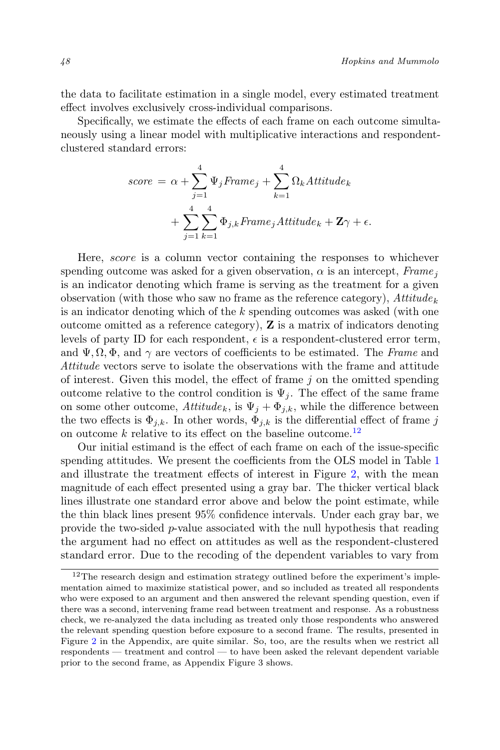the data to facilitate estimation in a single model, every estimated treatment effect involves exclusively cross-individual comparisons.

Specifically, we estimate the effects of each frame on each outcome simultaneously using a linear model with multiplicative interactions and respondent-clustered standard errors:

$$
\begin{aligned}
\textit{score} \;=\; & \alpha + \sum_{j=1}^{4} \Psi_j \textit{Frame}_j + \sum_{k=1}^{4} \Omega_k \textit{Attitude}_k \\
& + \sum_{j=1}^{4} \sum_{k=1}^{4} \Phi_{j,k} \textit{Frame}_j \textit{Attitude}_k + \mathbf{Z}\gamma + \epsilon.
\end{aligned}
$$

Here, *score* is a column vector containing the responses to whichever spending outcome was asked for a given observation, $\alpha$ is an intercept, $\textit{Frame}_j$ is an indicator denoting which frame is serving as the treatment for a given observation (with those who saw no frame as the reference category), $\textit{Attitude}_k$ is an indicator denoting which of the $k$ spending outcomes was asked (with one outcome omitted as a reference category), $\mathbf{Z}$ is a matrix of indicators denoting levels of party ID for each respondent, $\epsilon$ is a respondent-clustered error term, and $\Psi, \Omega, \Phi$, and $\gamma$ are vectors of coefficients to be estimated. The *Frame* and *Attitude* vectors serve to isolate the observations with the frame and attitude of interest. Given this model, the effect of frame $j$ on the omitted spending outcome relative to the control condition is $\Psi_j$. The effect of the same frame on some other outcome, $\textit{Attitude}_k$, is $\Psi_j + \Phi_{j,k}$, while the difference between the two effects is $\Phi_{j,k}$. In other words, $\Phi_{j,k}$ is the differential effect of frame $j$ on outcome $k$ relative to its effect on the baseline outcome.[12]

Our initial estimand is the effect of each frame on each of the issue-specific spending attitudes. We present the coefficients from the OLS model in Table 1 and illustrate the treatment effects of interest in Figure 2, with the mean magnitude of each effect presented using a gray bar. The thicker vertical black lines illustrate one standard error above and below the point estimate, while the thin black lines present 95% confidence intervals. Under each gray bar, we provide the two-sided $p$-value associated with the null hypothesis that reading the argument had no effect on attitudes as well as the respondent-clustered standard error. Due to the recoding of the dependent variables to vary from

[12] The research design and estimation strategy outlined before the experiment's implementation aimed to maximize statistical power, and so included as treated all respondents who were exposed to an argument and then answered the relevant spending question, even if there was a second, intervening frame read between treatment and response. As a robustness check, we re-analyzed the data including as treated only those respondents who answered the relevant spending question before exposure to a second frame. The results, presented in Figure 2 in the Appendix, are quite similar. So, too, are the results when we restrict all respondents — treatment and control — to have been asked the relevant dependent variable prior to the second frame, as Appendix Figure 3 shows.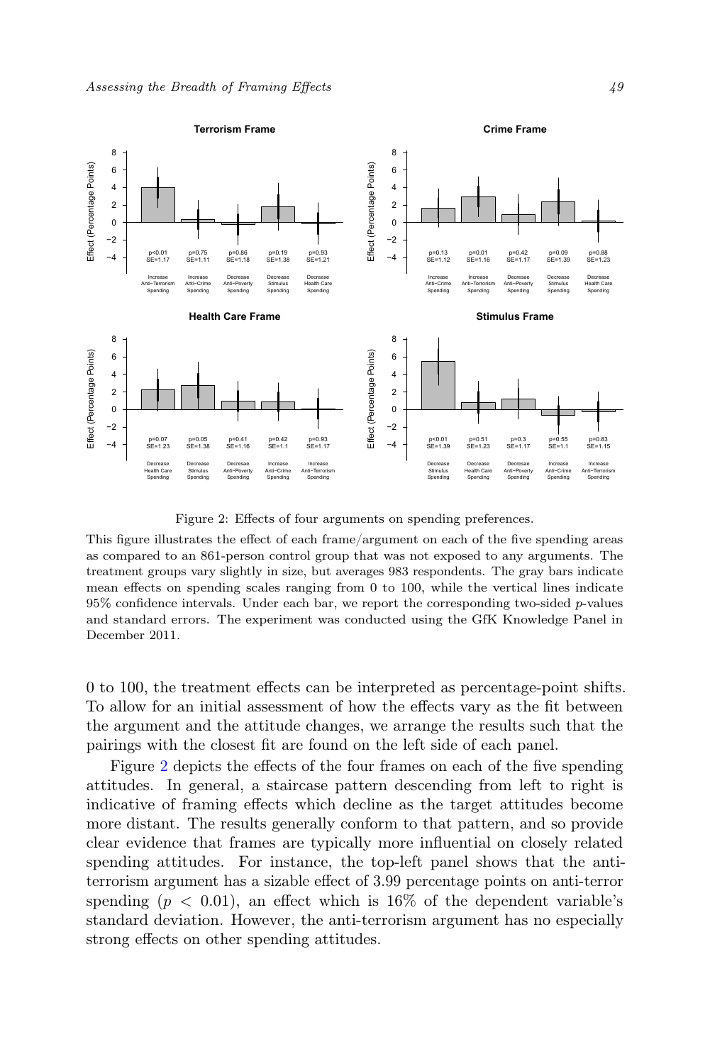Figure 2: Effects of four arguments on spending preferences.

This figure illustrates the effect of each frame/argument on each of the five spending areas as compared to an 861-person control group that was not exposed to any arguments. The treatment groups vary slightly in size, but averages 983 respondents. The gray bars indicate mean effects on spending scales ranging from 0 to 100, while the vertical lines indicate 95% confidence intervals. Under each bar, we report the corresponding two-sided $p$-values and standard errors. The experiment was conducted using the GfK Knowledge Panel in December 2011.

0 to 100, the treatment effects can be interpreted as percentage-point shifts. To allow for an initial assessment of how the effects vary as the fit between the argument and the attitude changes, we arrange the results such that the pairings with the closest fit are found on the left side of each panel.

Figure 2 depicts the effects of the four frames on each of the five spending attitudes. In general, a staircase pattern descending from left to right is indicative of framing effects which decline as the target attitudes become more distant. The results generally conform to that pattern, and so provide clear evidence that frames are typically more influential on closely related spending attitudes. For instance, the top-left panel shows that the anti-terrorism argument has a sizable effect of 3.99 percentage points on anti-terror spending ($p < 0.01$), an effect which is 16% of the dependent variable's standard deviation. However, the anti-terrorism argument has no especially strong effects on other spending attitudes.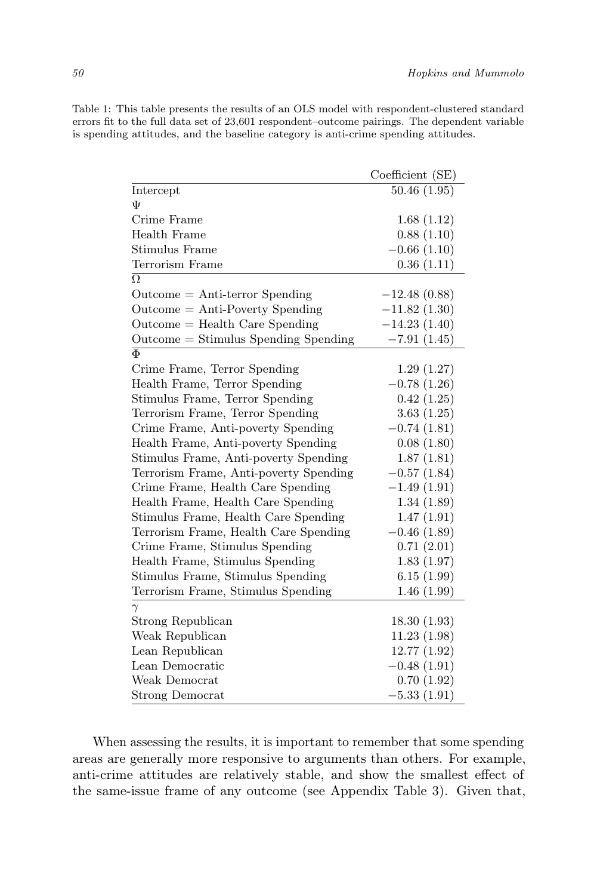Table 1: This table presents the results of an OLS model with respondent-clustered standard errors fit to the full data set of 23,601 respondent–outcome pairings. The dependent variable is spending attitudes, and the baseline category is anti-crime spending attitudes.

| | Coefficient (SE) |
|---|---|
| Intercept | 50.46 (1.95) |
| $\Psi$ | |
| Crime Frame | 1.68 (1.12) |
| Health Frame | 0.88 (1.10) |
| Stimulus Frame | −0.66 (1.10) |
| Terrorism Frame | 0.36 (1.11) |
| $\Omega$ | |
| Outcome = Anti-terror Spending | −12.48 (0.88) |
| Outcome = Anti-Poverty Spending | −11.82 (1.30) |
| Outcome = Health Care Spending | −14.23 (1.40) |
| Outcome = Stimulus Spending Spending | −7.91 (1.45) |
| $\Phi$ | |
| Crime Frame, Terror Spending | 1.29 (1.27) |
| Health Frame, Terror Spending | −0.78 (1.26) |
| Stimulus Frame, Terror Spending | 0.42 (1.25) |
| Terrorism Frame, Terror Spending | 3.63 (1.25) |
| Crime Frame, Anti-poverty Spending | −0.74 (1.81) |
| Health Frame, Anti-poverty Spending | 0.08 (1.80) |
| Stimulus Frame, Anti-poverty Spending | 1.87 (1.81) |
| Terrorism Frame, Anti-poverty Spending | −0.57 (1.84) |
| Crime Frame, Health Care Spending | −1.49 (1.91) |
| Health Frame, Health Care Spending | 1.34 (1.89) |
| Stimulus Frame, Health Care Spending | 1.47 (1.91) |
| Terrorism Frame, Health Care Spending | −0.46 (1.89) |
| Crime Frame, Stimulus Spending | 0.71 (2.01) |
| Health Frame, Stimulus Spending | 1.83 (1.97) |
| Stimulus Frame, Stimulus Spending | 6.15 (1.99) |
| Terrorism Frame, Stimulus Spending | 1.46 (1.99) |
| $\gamma$ | |
| Strong Republican | 18.30 (1.93) |
| Weak Republican | 11.23 (1.98) |
| Lean Republican | 12.77 (1.92) |
| Lean Democratic | −0.48 (1.91) |
| Weak Democrat | 0.70 (1.92) |
| Strong Democrat | −5.33 (1.91) |

When assessing the results, it is important to remember that some spending areas are generally more responsive to arguments than others. For example, anti-crime attitudes are relatively stable, and show the smallest effect of the same-issue frame of any outcome (see Appendix Table 3). Given that,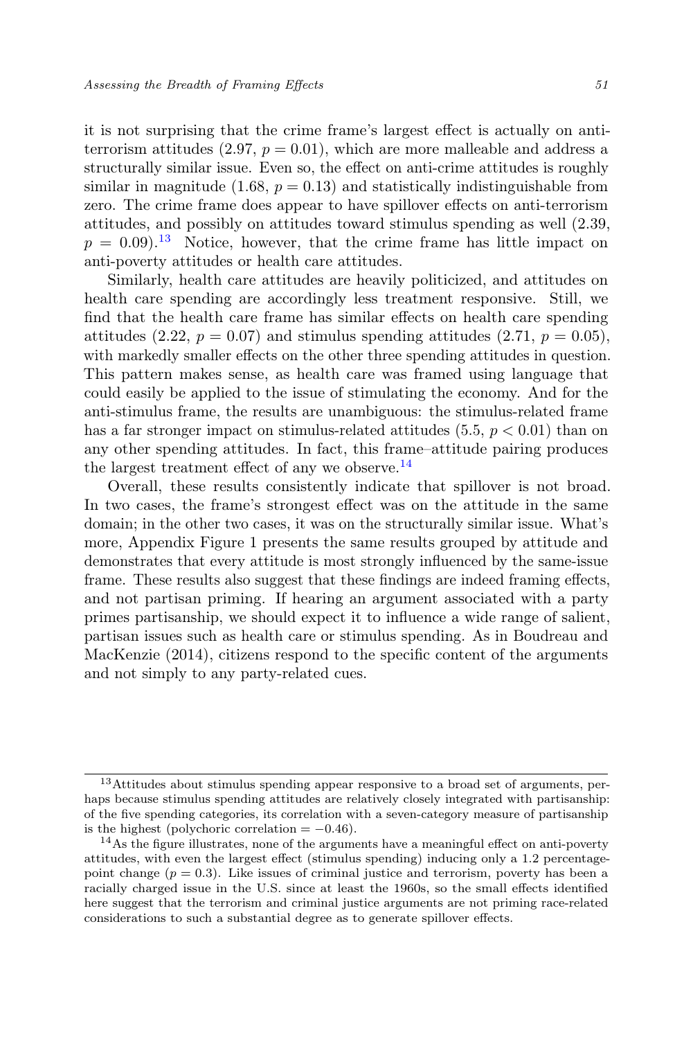it is not surprising that the crime frame's largest effect is actually on anti-terrorism attitudes (2.97, $p = 0.01$), which are more malleable and address a structurally similar issue. Even so, the effect on anti-crime attitudes is roughly similar in magnitude (1.68, $p = 0.13$) and statistically indistinguishable from zero. The crime frame does appear to have spillover effects on anti-terrorism attitudes, and possibly on attitudes toward stimulus spending as well (2.39, $p = 0.09$).[13] Notice, however, that the crime frame has little impact on anti-poverty attitudes or health care attitudes.

Similarly, health care attitudes are heavily politicized, and attitudes on health care spending are accordingly less treatment responsive. Still, we find that the health care frame has similar effects on health care spending attitudes (2.22, $p = 0.07$) and stimulus spending attitudes (2.71, $p = 0.05$), with markedly smaller effects on the other three spending attitudes in question. This pattern makes sense, as health care was framed using language that could easily be applied to the issue of stimulating the economy. And for the anti-stimulus frame, the results are unambiguous: the stimulus-related frame has a far stronger impact on stimulus-related attitudes (5.5, $p < 0.01$) than on any other spending attitudes. In fact, this frame–attitude pairing produces the largest treatment effect of any we observe.[14]

Overall, these results consistently indicate that spillover is not broad. In two cases, the frame's strongest effect was on the attitude in the same domain; in the other two cases, it was on the structurally similar issue. What's more, Appendix Figure 1 presents the same results grouped by attitude and demonstrates that every attitude is most strongly influenced by the same-issue frame. These results also suggest that these findings are indeed framing effects, and not partisan priming. If hearing an argument associated with a party primes partisanship, we should expect it to influence a wide range of salient, partisan issues such as health care or stimulus spending. As in Boudreau and MacKenzie (2014), citizens respond to the specific content of the arguments and not simply to any party-related cues.

---

[13] Attitudes about stimulus spending appear responsive to a broad set of arguments, perhaps because stimulus spending attitudes are relatively closely integrated with partisanship: of the five spending categories, its correlation with a seven-category measure of partisanship is the highest (polychoric correlation = $-0.46$).

[14] As the figure illustrates, none of the arguments have a meaningful effect on anti-poverty attitudes, with even the largest effect (stimulus spending) inducing only a 1.2 percentage-point change ($p = 0.3$). Like issues of criminal justice and terrorism, poverty has been a racially charged issue in the U.S. since at least the 1960s, so the small effects identified here suggest that the terrorism and criminal justice arguments are not priming race-related considerations to such a substantial degree as to generate spillover effects.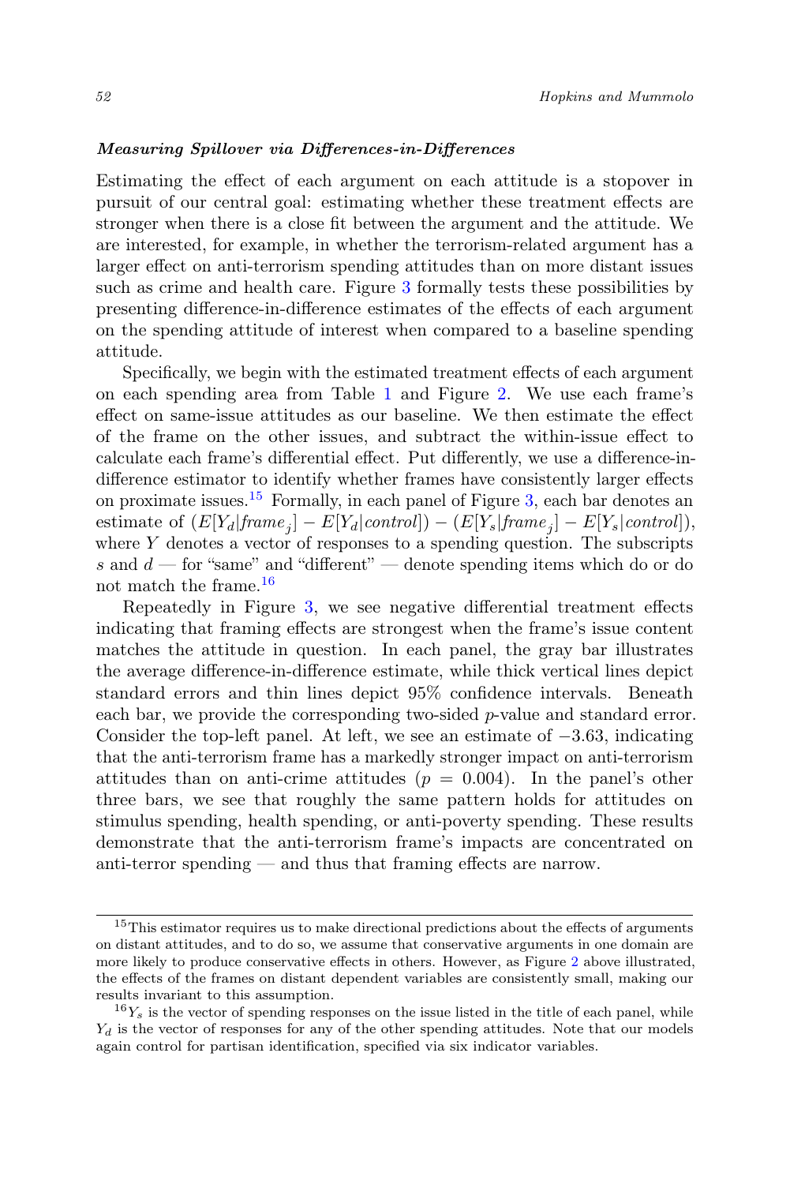***Measuring Spillover via Differences-in-Differences***

Estimating the effect of each argument on each attitude is a stopover in pursuit of our central goal: estimating whether these treatment effects are stronger when there is a close fit between the argument and the attitude. We are interested, for example, in whether the terrorism-related argument has a larger effect on anti-terrorism spending attitudes than on more distant issues such as crime and health care. Figure 3 formally tests these possibilities by presenting difference-in-difference estimates of the effects of each argument on the spending attitude of interest when compared to a baseline spending attitude.

Specifically, we begin with the estimated treatment effects of each argument on each spending area from Table 1 and Figure 2. We use each frame's effect on same-issue attitudes as our baseline. We then estimate the effect of the frame on the other issues, and subtract the within-issue effect to calculate each frame's differential effect. Put differently, we use a difference-in-difference estimator to identify whether frames have consistently larger effects on proximate issues.[15] Formally, in each panel of Figure 3, each bar denotes an estimate of $(E[Y_d|frame_j] - E[Y_d|control]) - (E[Y_s|frame_j] - E[Y_s|control])$, where $Y$ denotes a vector of responses to a spending question. The subscripts $s$ and $d$ — for "same" and "different" — denote spending items which do or do not match the frame.[16]

Repeatedly in Figure 3, we see negative differential treatment effects indicating that framing effects are strongest when the frame's issue content matches the attitude in question. In each panel, the gray bar illustrates the average difference-in-difference estimate, while thick vertical lines depict standard errors and thin lines depict 95% confidence intervals. Beneath each bar, we provide the corresponding two-sided $p$-value and standard error. Consider the top-left panel. At left, we see an estimate of $-3.63$, indicating that the anti-terrorism frame has a markedly stronger impact on anti-terrorism attitudes than on anti-crime attitudes ($p = 0.004$). In the panel's other three bars, we see that roughly the same pattern holds for attitudes on stimulus spending, health spending, or anti-poverty spending. These results demonstrate that the anti-terrorism frame's impacts are concentrated on anti-terror spending — and thus that framing effects are narrow.

---

[15] This estimator requires us to make directional predictions about the effects of arguments on distant attitudes, and to do so, we assume that conservative arguments in one domain are more likely to produce conservative effects in others. However, as Figure 2 above illustrated, the effects of the frames on distant dependent variables are consistently small, making our results invariant to this assumption.

[16] $Y_s$ is the vector of spending responses on the issue listed in the title of each panel, while $Y_d$ is the vector of responses for any of the other spending attitudes. Note that our models again control for partisan identification, specified via six indicator variables.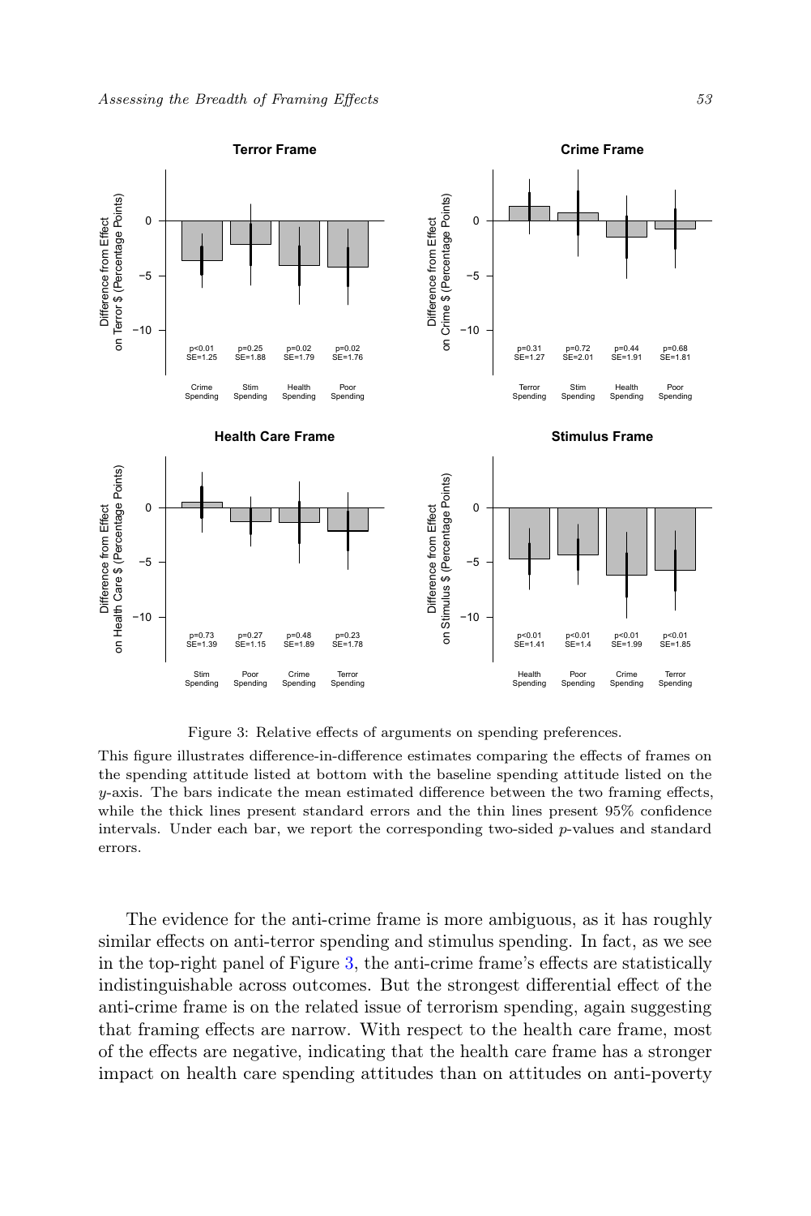Figure 3: Relative effects of arguments on spending preferences.

This figure illustrates difference-in-difference estimates comparing the effects of frames on the spending attitude listed at bottom with the baseline spending attitude listed on the $y$-axis. The bars indicate the mean estimated difference between the two framing effects, while the thick lines present standard errors and the thin lines present 95% confidence intervals. Under each bar, we report the corresponding two-sided $p$-values and standard errors.

The evidence for the anti-crime frame is more ambiguous, as it has roughly similar effects on anti-terror spending and stimulus spending. In fact, as we see in the top-right panel of Figure 3, the anti-crime frame's effects are statistically indistinguishable across outcomes. But the strongest differential effect of the anti-crime frame is on the related issue of terrorism spending, again suggesting that framing effects are narrow. With respect to the health care frame, most of the effects are negative, indicating that the health care frame has a stronger impact on health care spending attitudes than on attitudes on anti-poverty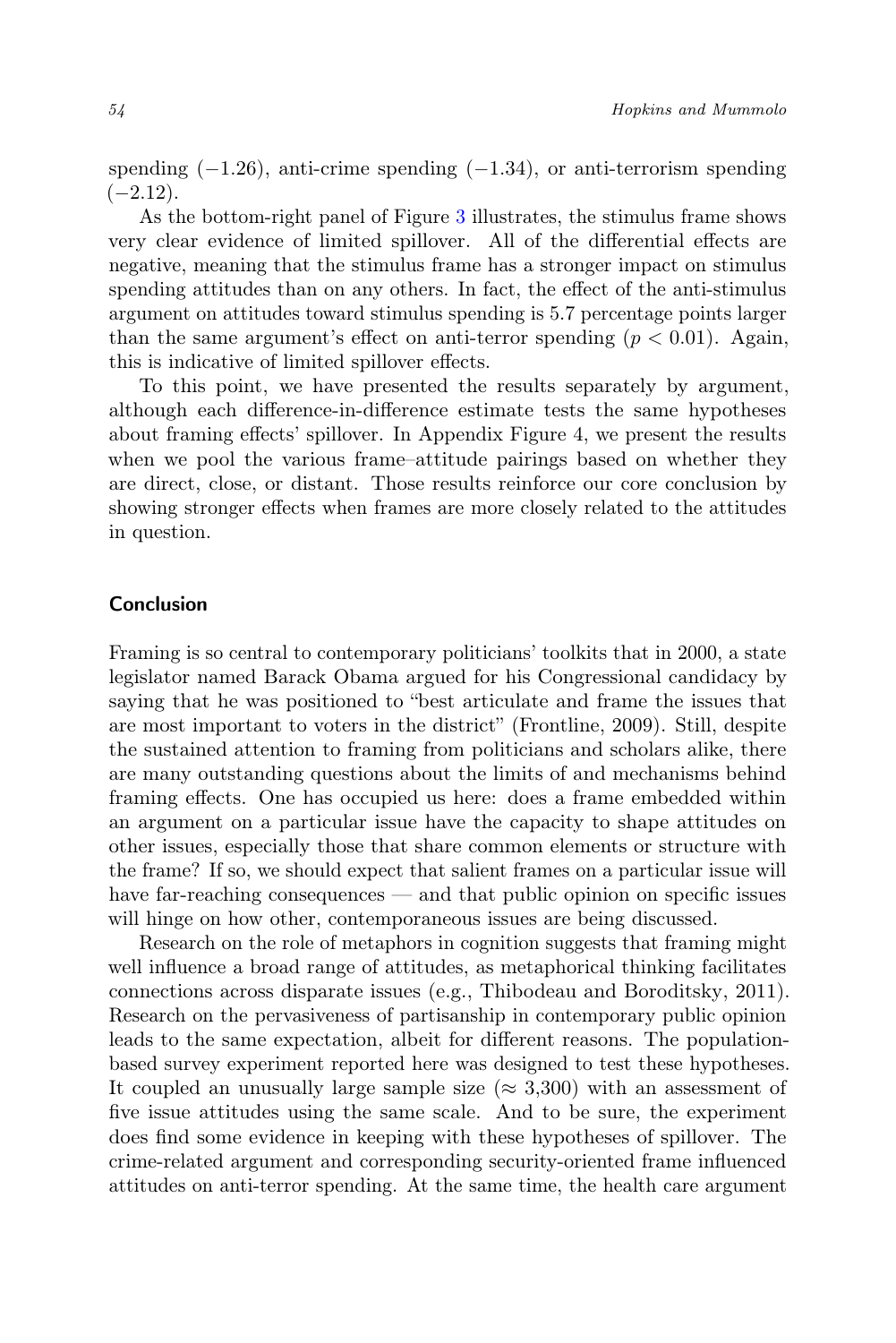spending ($-1.26$), anti-crime spending ($-1.34$), or anti-terrorism spending ($-2.12$).

As the bottom-right panel of Figure 3 illustrates, the stimulus frame shows very clear evidence of limited spillover. All of the differential effects are negative, meaning that the stimulus frame has a stronger impact on stimulus spending attitudes than on any others. In fact, the effect of the anti-stimulus argument on attitudes toward stimulus spending is 5.7 percentage points larger than the same argument's effect on anti-terror spending ($p < 0.01$). Again, this is indicative of limited spillover effects.

To this point, we have presented the results separately by argument, although each difference-in-difference estimate tests the same hypotheses about framing effects' spillover. In Appendix Figure 4, we present the results when we pool the various frame–attitude pairings based on whether they are direct, close, or distant. Those results reinforce our core conclusion by showing stronger effects when frames are more closely related to the attitudes in question.

## Conclusion

Framing is so central to contemporary politicians' toolkits that in 2000, a state legislator named Barack Obama argued for his Congressional candidacy by saying that he was positioned to "best articulate and frame the issues that are most important to voters in the district" (Frontline, 2009). Still, despite the sustained attention to framing from politicians and scholars alike, there are many outstanding questions about the limits of and mechanisms behind framing effects. One has occupied us here: does a frame embedded within an argument on a particular issue have the capacity to shape attitudes on other issues, especially those that share common elements or structure with the frame? If so, we should expect that salient frames on a particular issue will have far-reaching consequences — and that public opinion on specific issues will hinge on how other, contemporaneous issues are being discussed.

Research on the role of metaphors in cognition suggests that framing might well influence a broad range of attitudes, as metaphorical thinking facilitates connections across disparate issues (e.g., Thibodeau and Boroditsky, 2011). Research on the pervasiveness of partisanship in contemporary public opinion leads to the same expectation, albeit for different reasons. The population-based survey experiment reported here was designed to test these hypotheses. It coupled an unusually large sample size ($\approx$ 3,300) with an assessment of five issue attitudes using the same scale. And to be sure, the experiment does find some evidence in keeping with these hypotheses of spillover. The crime-related argument and corresponding security-oriented frame influenced attitudes on anti-terror spending. At the same time, the health care argument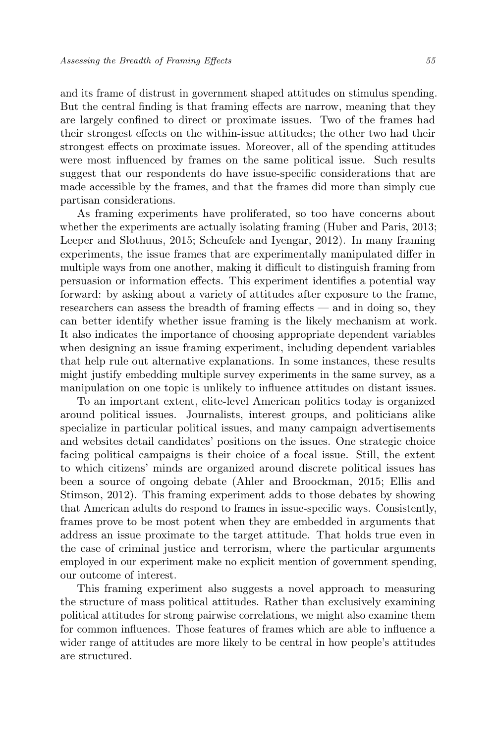and its frame of distrust in government shaped attitudes on stimulus spending. But the central finding is that framing effects are narrow, meaning that they are largely confined to direct or proximate issues. Two of the frames had their strongest effects on the within-issue attitudes; the other two had their strongest effects on proximate issues. Moreover, all of the spending attitudes were most influenced by frames on the same political issue. Such results suggest that our respondents do have issue-specific considerations that are made accessible by the frames, and that the frames did more than simply cue partisan considerations.

As framing experiments have proliferated, so too have concerns about whether the experiments are actually isolating framing (Huber and Paris, 2013; Leeper and Slothuus, 2015; Scheufele and Iyengar, 2012). In many framing experiments, the issue frames that are experimentally manipulated differ in multiple ways from one another, making it difficult to distinguish framing from persuasion or information effects. This experiment identifies a potential way forward: by asking about a variety of attitudes after exposure to the frame, researchers can assess the breadth of framing effects — and in doing so, they can better identify whether issue framing is the likely mechanism at work. It also indicates the importance of choosing appropriate dependent variables when designing an issue framing experiment, including dependent variables that help rule out alternative explanations. In some instances, these results might justify embedding multiple survey experiments in the same survey, as a manipulation on one topic is unlikely to influence attitudes on distant issues.

To an important extent, elite-level American politics today is organized around political issues. Journalists, interest groups, and politicians alike specialize in particular political issues, and many campaign advertisements and websites detail candidates' positions on the issues. One strategic choice facing political campaigns is their choice of a focal issue. Still, the extent to which citizens' minds are organized around discrete political issues has been a source of ongoing debate (Ahler and Broockman, 2015; Ellis and Stimson, 2012). This framing experiment adds to those debates by showing that American adults do respond to frames in issue-specific ways. Consistently, frames prove to be most potent when they are embedded in arguments that address an issue proximate to the target attitude. That holds true even in the case of criminal justice and terrorism, where the particular arguments employed in our experiment make no explicit mention of government spending, our outcome of interest.

This framing experiment also suggests a novel approach to measuring the structure of mass political attitudes. Rather than exclusively examining political attitudes for strong pairwise correlations, we might also examine them for common influences. Those features of frames which are able to influence a wider range of attitudes are more likely to be central in how people's attitudes are structured.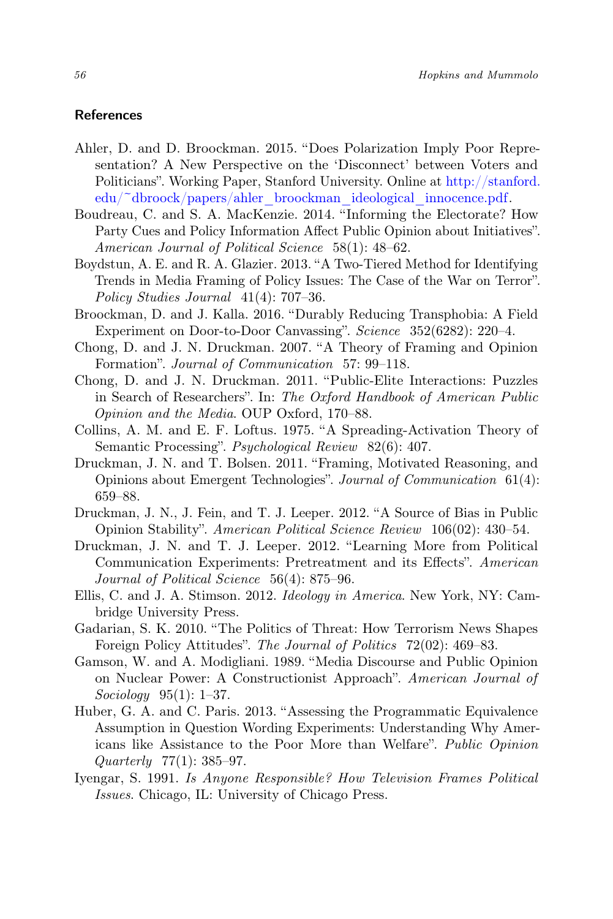## References

Ahler, D. and D. Broockman. 2015. "Does Polarization Imply Poor Representation? A New Perspective on the 'Disconnect' between Voters and Politicians". Working Paper, Stanford University. Online at http://stanford.edu/~dbroock/papers/ahler_broockman_ideological_innocence.pdf.

Boudreau, C. and S. A. MacKenzie. 2014. "Informing the Electorate? How Party Cues and Policy Information Affect Public Opinion about Initiatives". *American Journal of Political Science* 58(1): 48–62.

Boydstun, A. E. and R. A. Glazier. 2013. "A Two-Tiered Method for Identifying Trends in Media Framing of Policy Issues: The Case of the War on Terror". *Policy Studies Journal* 41(4): 707–36.

Broockman, D. and J. Kalla. 2016. "Durably Reducing Transphobia: A Field Experiment on Door-to-Door Canvassing". *Science* 352(6282): 220–4.

Chong, D. and J. N. Druckman. 2007. "A Theory of Framing and Opinion Formation". *Journal of Communication* 57: 99–118.

Chong, D. and J. N. Druckman. 2011. "Public-Elite Interactions: Puzzles in Search of Researchers". In: *The Oxford Handbook of American Public Opinion and the Media*. OUP Oxford, 170–88.

Collins, A. M. and E. F. Loftus. 1975. "A Spreading-Activation Theory of Semantic Processing". *Psychological Review* 82(6): 407.

Druckman, J. N. and T. Bolsen. 2011. "Framing, Motivated Reasoning, and Opinions about Emergent Technologies". *Journal of Communication* 61(4): 659–88.

Druckman, J. N., J. Fein, and T. J. Leeper. 2012. "A Source of Bias in Public Opinion Stability". *American Political Science Review* 106(02): 430–54.

Druckman, J. N. and T. J. Leeper. 2012. "Learning More from Political Communication Experiments: Pretreatment and its Effects". *American Journal of Political Science* 56(4): 875–96.

Ellis, C. and J. A. Stimson. 2012. *Ideology in America*. New York, NY: Cambridge University Press.

Gadarian, S. K. 2010. "The Politics of Threat: How Terrorism News Shapes Foreign Policy Attitudes". *The Journal of Politics* 72(02): 469–83.

Gamson, W. and A. Modigliani. 1989. "Media Discourse and Public Opinion on Nuclear Power: A Constructionist Approach". *American Journal of Sociology* 95(1): 1–37.

Huber, G. A. and C. Paris. 2013. "Assessing the Programmatic Equivalence Assumption in Question Wording Experiments: Understanding Why Americans like Assistance to the Poor More than Welfare". *Public Opinion Quarterly* 77(1): 385–97.

Iyengar, S. 1991. *Is Anyone Responsible? How Television Frames Political Issues*. Chicago, IL: University of Chicago Press.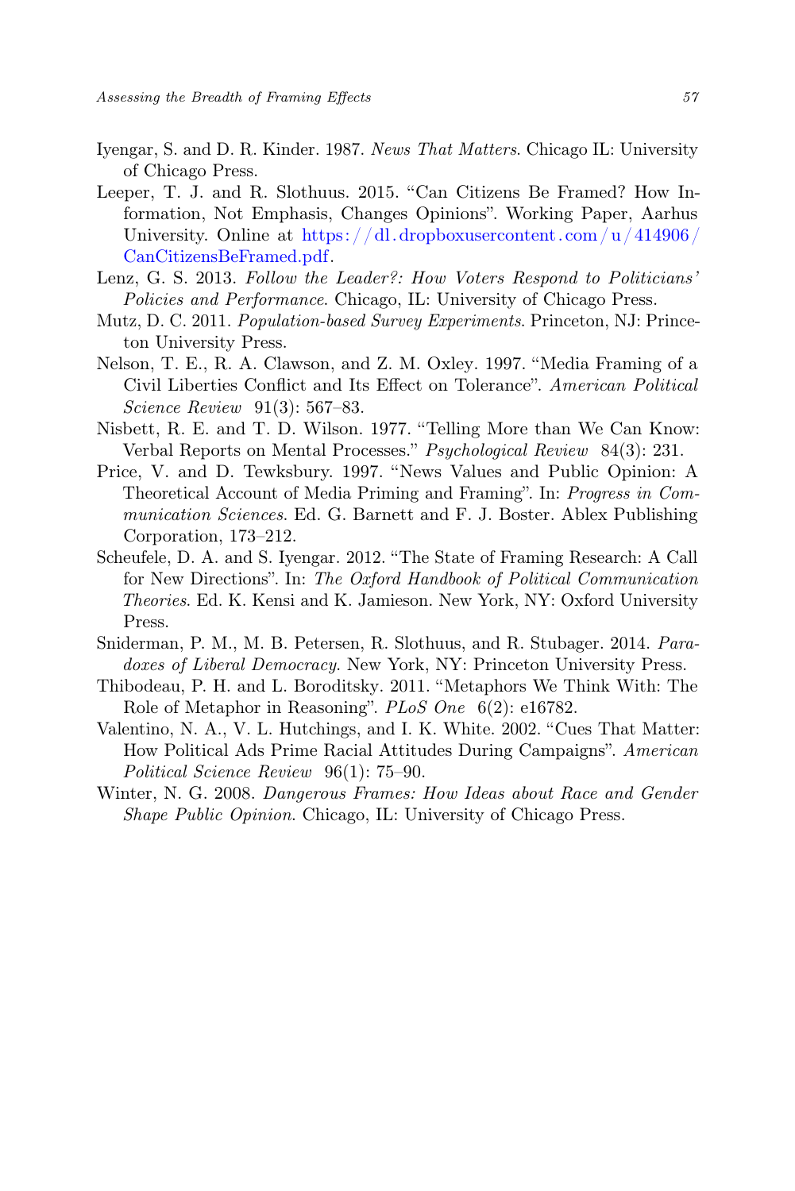Iyengar, S. and D. R. Kinder. 1987. *News That Matters*. Chicago IL: University of Chicago Press.

Leeper, T. J. and R. Slothuus. 2015. "Can Citizens Be Framed? How Information, Not Emphasis, Changes Opinions". Working Paper, Aarhus University. Online at https://dl.dropboxusercontent.com/u/414906/CanCitizensBeFramed.pdf.

Lenz, G. S. 2013. *Follow the Leader?: How Voters Respond to Politicians' Policies and Performance*. Chicago, IL: University of Chicago Press.

Mutz, D. C. 2011. *Population-based Survey Experiments*. Princeton, NJ: Princeton University Press.

Nelson, T. E., R. A. Clawson, and Z. M. Oxley. 1997. "Media Framing of a Civil Liberties Conflict and Its Effect on Tolerance". *American Political Science Review* 91(3): 567–83.

Nisbett, R. E. and T. D. Wilson. 1977. "Telling More than We Can Know: Verbal Reports on Mental Processes." *Psychological Review* 84(3): 231.

Price, V. and D. Tewksbury. 1997. "News Values and Public Opinion: A Theoretical Account of Media Priming and Framing". In: *Progress in Communication Sciences*. Ed. G. Barnett and F. J. Boster. Ablex Publishing Corporation, 173–212.

Scheufele, D. A. and S. Iyengar. 2012. "The State of Framing Research: A Call for New Directions". In: *The Oxford Handbook of Political Communication Theories*. Ed. K. Kensi and K. Jamieson. New York, NY: Oxford University Press.

Sniderman, P. M., M. B. Petersen, R. Slothuus, and R. Stubager. 2014. *Paradoxes of Liberal Democracy*. New York, NY: Princeton University Press.

Thibodeau, P. H. and L. Boroditsky. 2011. "Metaphors We Think With: The Role of Metaphor in Reasoning". *PLoS One* 6(2): e16782.

Valentino, N. A., V. L. Hutchings, and I. K. White. 2002. "Cues That Matter: How Political Ads Prime Racial Attitudes During Campaigns". *American Political Science Review* 96(1): 75–90.

Winter, N. G. 2008. *Dangerous Frames: How Ideas about Race and Gender Shape Public Opinion*. Chicago, IL: University of Chicago Press.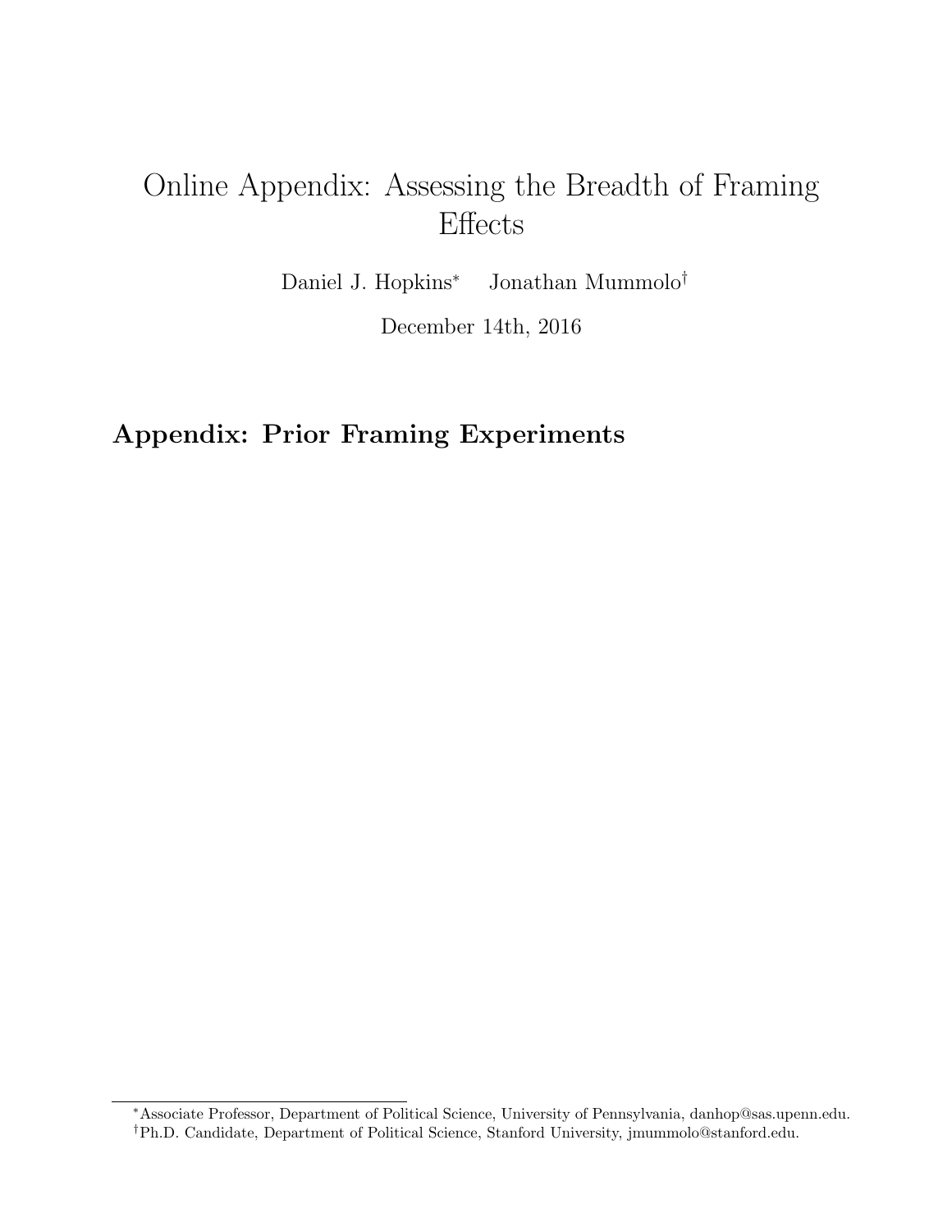# Online Appendix: Assessing the Breadth of Framing Effects

Daniel J. Hopkins[*] Jonathan Mummolo[†]

December 14th, 2016

## Appendix: Prior Framing Experiments

[*]Associate Professor, Department of Political Science, University of Pennsylvania, danhop@sas.upenn.edu.

[†]Ph.D. Candidate, Department of Political Science, Stanford University, jmummolo@stanford.edu.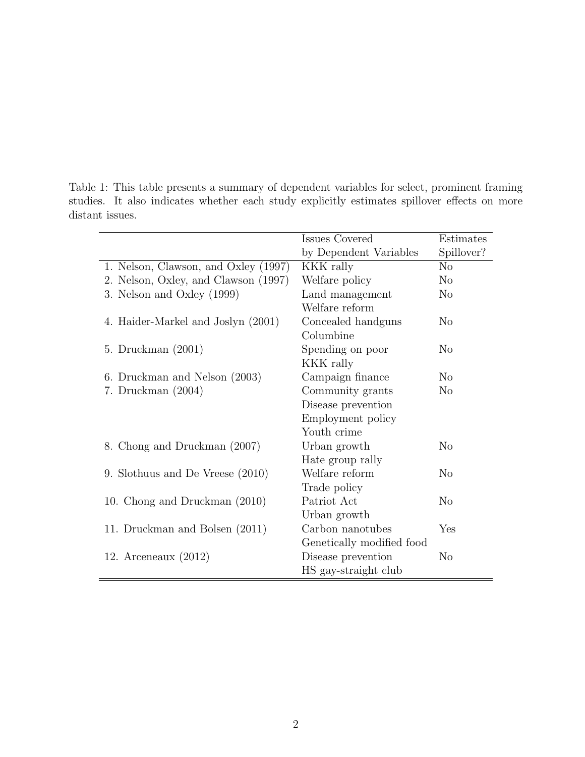Table 1: This table presents a summary of dependent variables for select, prominent framing studies. It also indicates whether each study explicitly estimates spillover effects on more distant issues.

| | Issues Covered by Dependent Variables | Estimates Spillover? |
|---|---|---|
| 1. Nelson, Clawson, and Oxley (1997) | KKK rally | No |
| 2. Nelson, Oxley, and Clawson (1997) | Welfare policy | No |
| 3. Nelson and Oxley (1999) | Land management | No |
| | Welfare reform | |
| 4. Haider-Markel and Joslyn (2001) | Concealed handguns | No |
| | Columbine | |
| 5. Druckman (2001) | Spending on poor | No |
| | KKK rally | |
| 6. Druckman and Nelson (2003) | Campaign finance | No |
| 7. Druckman (2004) | Community grants | No |
| | Disease prevention | |
| | Employment policy | |
| | Youth crime | |
| 8. Chong and Druckman (2007) | Urban growth | No |
| | Hate group rally | |
| 9. Slothuus and De Vreese (2010) | Welfare reform | No |
| | Trade policy | |
| 10. Chong and Druckman (2010) | Patriot Act | No |
| | Urban growth | |
| 11. Druckman and Bolsen (2011) | Carbon nanotubes | Yes |
| | Genetically modified food | |
| 12. Arceneaux (2012) | Disease prevention | No |
| | HS gay-straight club | |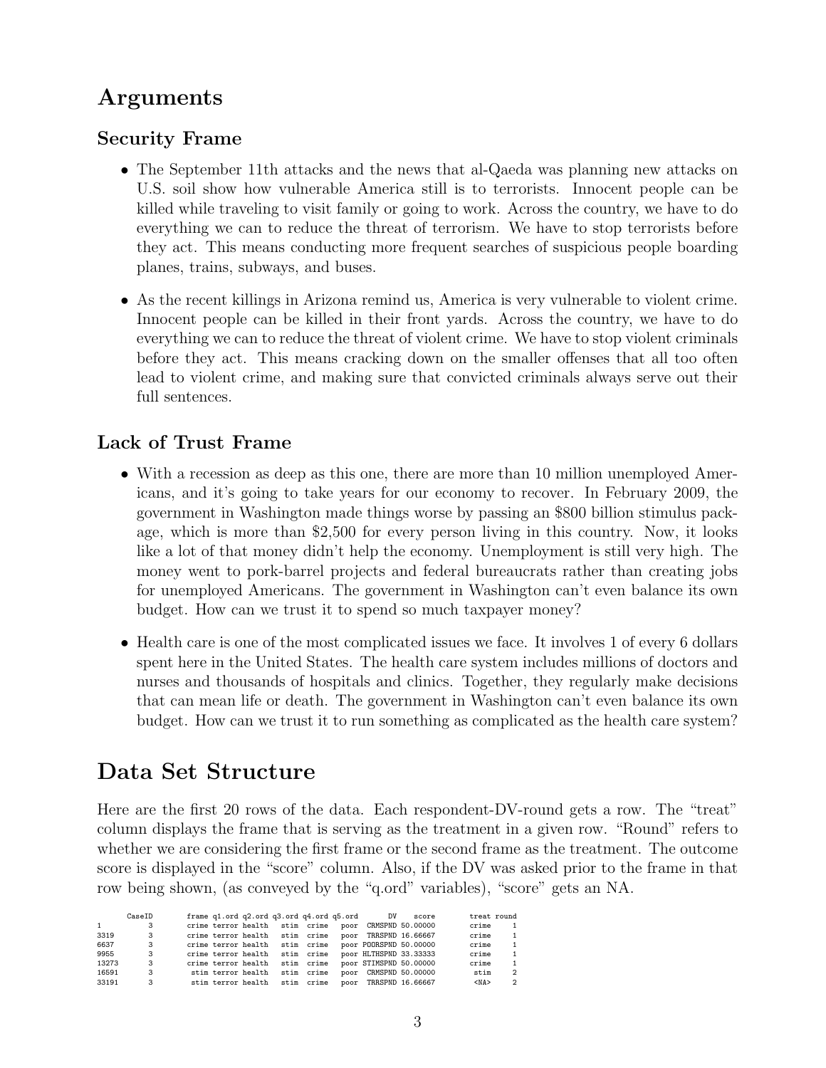# Arguments

## Security Frame

- The September 11th attacks and the news that al-Qaeda was planning new attacks on U.S. soil show how vulnerable America still is to terrorists. Innocent people can be killed while traveling to visit family or going to work. Across the country, we have to do everything we can to reduce the threat of terrorism. We have to stop terrorists before they act. This means conducting more frequent searches of suspicious people boarding planes, trains, subways, and buses.
- As the recent killings in Arizona remind us, America is very vulnerable to violent crime. Innocent people can be killed in their front yards. Across the country, we have to do everything we can to reduce the threat of violent crime. We have to stop violent criminals before they act. This means cracking down on the smaller offenses that all too often lead to violent crime, and making sure that convicted criminals always serve out their full sentences.

## Lack of Trust Frame

- With a recession as deep as this one, there are more than 10 million unemployed Americans, and it's going to take years for our economy to recover. In February 2009, the government in Washington made things worse by passing an $800 billion stimulus package, which is more than $2,500 for every person living in this country. Now, it looks like a lot of that money didn't help the economy. Unemployment is still very high. The money went to pork-barrel projects and federal bureaucrats rather than creating jobs for unemployed Americans. The government in Washington can't even balance its own budget. How can we trust it to spend so much taxpayer money?
- Health care is one of the most complicated issues we face. It involves 1 of every 6 dollars spent here in the United States. The health care system includes millions of doctors and nurses and thousands of hospitals and clinics. Together, they regularly make decisions that can mean life or death. The government in Washington can't even balance its own budget. How can we trust it to run something as complicated as the health care system?

# Data Set Structure

Here are the first 20 rows of the data. Each respondent-DV-round gets a row. The "treat" column displays the frame that is serving as the treatment in a given row. "Round" refers to whether we are considering the first frame or the second frame as the treatment. The outcome score is displayed in the "score" column. Also, if the DV was asked prior to the frame in that row being shown, (as conveyed by the "q.ord" variables), "score" gets an NA.

```
      CaseID        frame q1.ord q2.ord q3.ord q4.ord q5.ord       DV    score        treat round
1          3        crime terror health   stim  crime   poor  CRMSPND 50.00000        crime     1
3319       3        crime terror health   stim  crime   poor  TRRSPND 16.66667        crime     1
6637       3        crime terror health   stim  crime   poor POORSPND 50.00000        crime     1
9955       3        crime terror health   stim  crime   poor HLTHSPND 33.33333        crime     1
13273      3        crime terror health   stim  crime   poor STIMSPND 50.00000        crime     1
16591      3         stim terror health   stim  crime   poor  CRMSPND 50.00000         stim     2
33191      3         stim terror health   stim  crime   poor  TRRSPND 16.66667         <NA>     2
```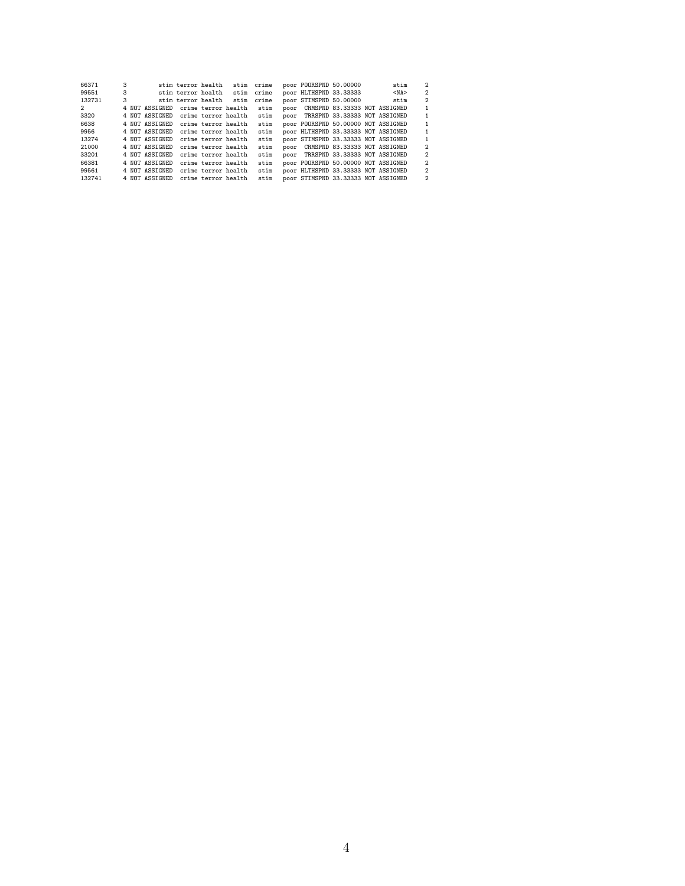```
66371      3          stim terror health   stim  crime    poor POORSPND 50.00000          stim     2
99551      3          stim terror health   stim  crime    poor HLTHSPND 33.33333          <NA>     2
132731     3          stim terror health   stim  crime    poor STIMSPND 50.00000          stim     2
2          4 NOT ASSIGNED   crime terror health   stim    poor  CRMSPND 83.33333 NOT ASSIGNED     1
3320       4 NOT ASSIGNED   crime terror health   stim    poor  TRRSPND 33.33333 NOT ASSIGNED     1
6638       4 NOT ASSIGNED   crime terror health   stim    poor POORSPND 50.00000 NOT ASSIGNED     1
9956       4 NOT ASSIGNED   crime terror health   stim    poor HLTHSPND 33.33333 NOT ASSIGNED     1
13274      4 NOT ASSIGNED   crime terror health   stim    poor STIMSPND 33.33333 NOT ASSIGNED     1
21000      4 NOT ASSIGNED   crime terror health   stim    poor  CRMSPND 83.33333 NOT ASSIGNED     2
33201      4 NOT ASSIGNED   crime terror health   stim    poor  TRRSPND 33.33333 NOT ASSIGNED     2
66381      4 NOT ASSIGNED   crime terror health   stim    poor POORSPND 50.00000 NOT ASSIGNED     2
99561      4 NOT ASSIGNED   crime terror health   stim    poor HLTHSPND 33.33333 NOT ASSIGNED     2
132741     4 NOT ASSIGNED   crime terror health   stim    poor STIMSPND 33.33333 NOT ASSIGNED     2
```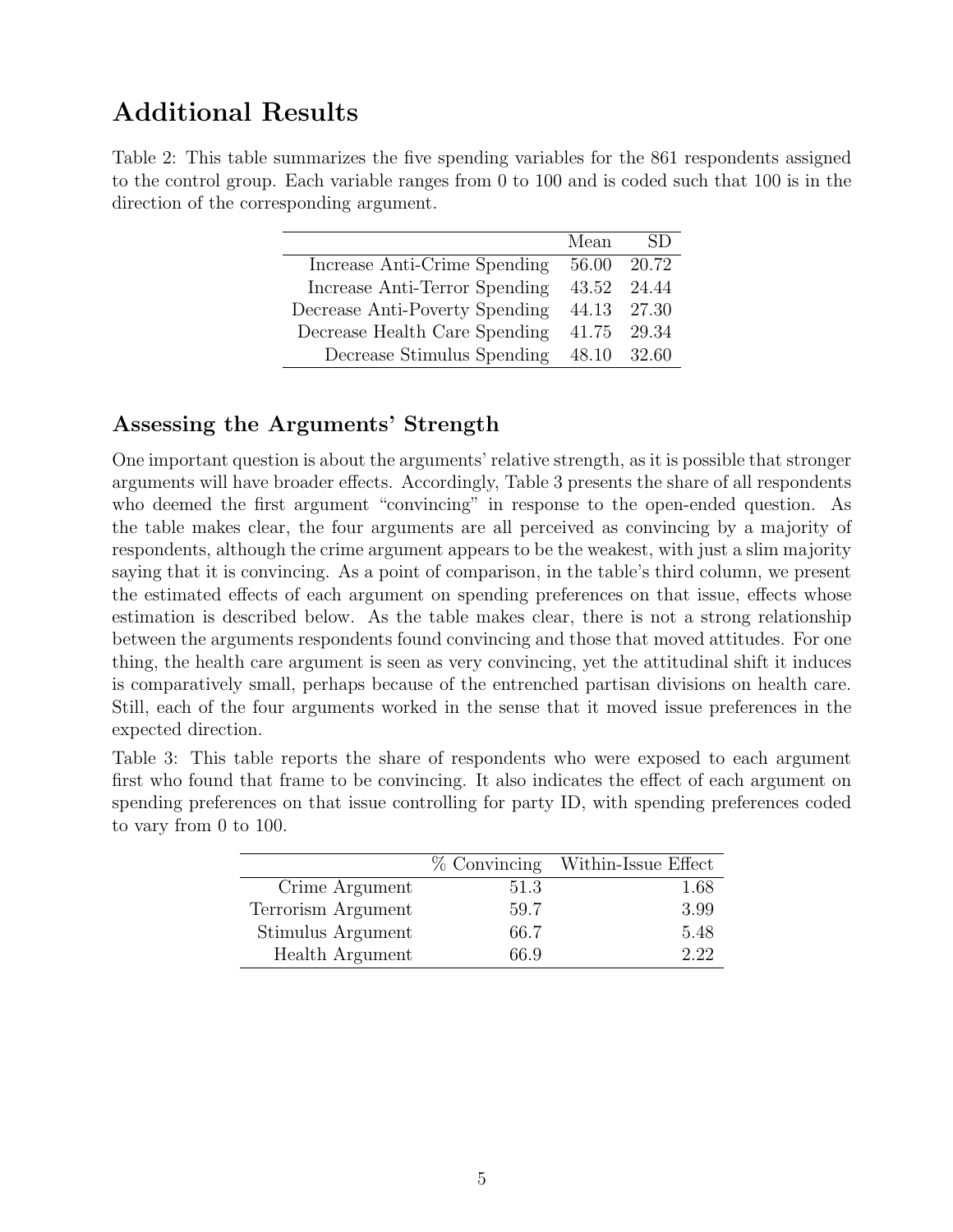# Additional Results

Table 2: This table summarizes the five spending variables for the 861 respondents assigned to the control group. Each variable ranges from 0 to 100 and is coded such that 100 is in the direction of the corresponding argument.

| | Mean | SD |
|---|---|---|
| Increase Anti-Crime Spending | 56.00 | 20.72 |
| Increase Anti-Terror Spending | 43.52 | 24.44 |
| Decrease Anti-Poverty Spending | 44.13 | 27.30 |
| Decrease Health Care Spending | 41.75 | 29.34 |
| Decrease Stimulus Spending | 48.10 | 32.60 |

## Assessing the Arguments' Strength

One important question is about the arguments' relative strength, as it is possible that stronger arguments will have broader effects. Accordingly, Table 3 presents the share of all respondents who deemed the first argument "convincing" in response to the open-ended question. As the table makes clear, the four arguments are all perceived as convincing by a majority of respondents, although the crime argument appears to be the weakest, with just a slim majority saying that it is convincing. As a point of comparison, in the table's third column, we present the estimated effects of each argument on spending preferences on that issue, effects whose estimation is described below. As the table makes clear, there is not a strong relationship between the arguments respondents found convincing and those that moved attitudes. For one thing, the health care argument is seen as very convincing, yet the attitudinal shift it induces is comparatively small, perhaps because of the entrenched partisan divisions on health care. Still, each of the four arguments worked in the sense that it moved issue preferences in the expected direction.

Table 3: This table reports the share of respondents who were exposed to each argument first who found that frame to be convincing. It also indicates the effect of each argument on spending preferences on that issue controlling for party ID, with spending preferences coded to vary from 0 to 100.

| | % Convincing | Within-Issue Effect |
|---|---|---|
| Crime Argument | 51.3 | 1.68 |
| Terrorism Argument | 59.7 | 3.99 |
| Stimulus Argument | 66.7 | 5.48 |
| Health Argument | 66.9 | 2.22 |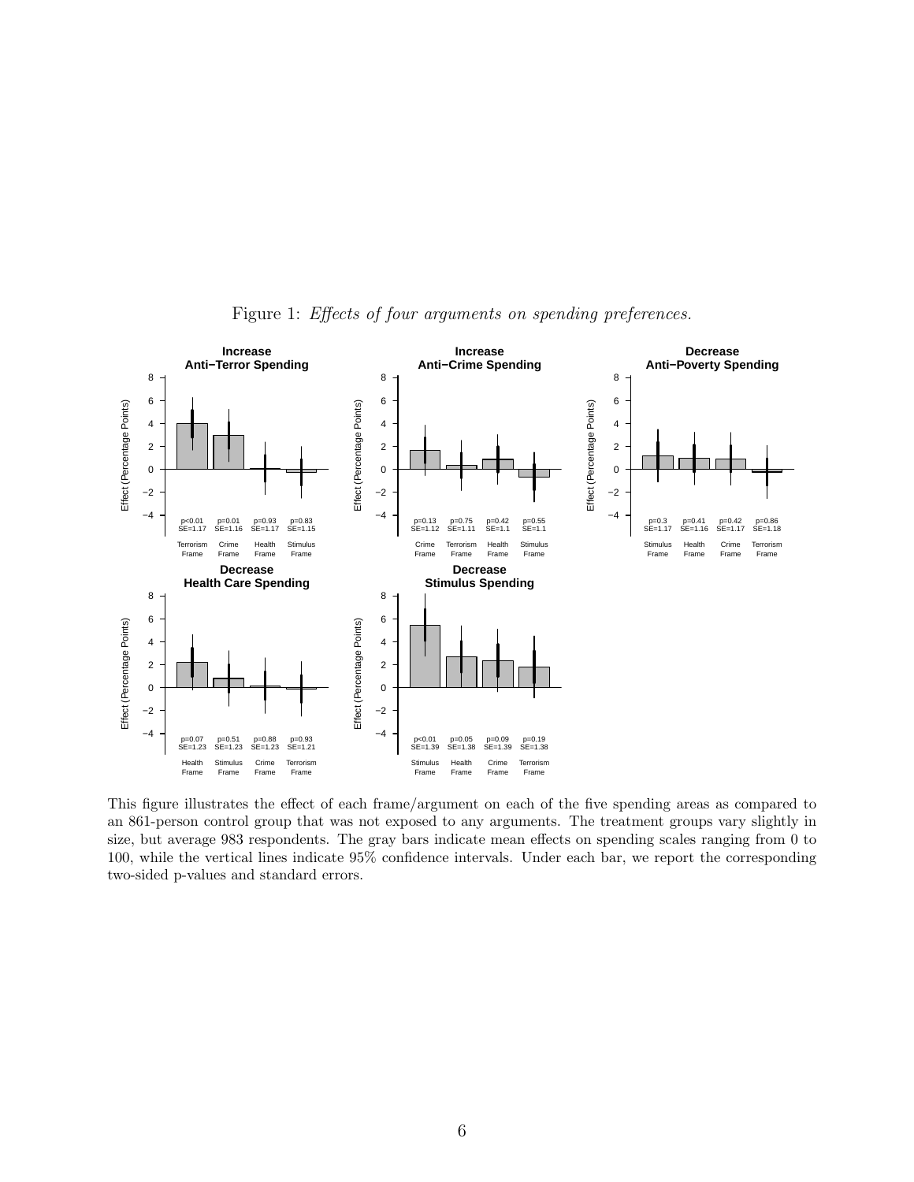Figure 1: *Effects of four arguments on spending preferences.*

This figure illustrates the effect of each frame/argument on each of the five spending areas as compared to an 861-person control group that was not exposed to any arguments. The treatment groups vary slightly in size, but average 983 respondents. The gray bars indicate mean effects on spending scales ranging from 0 to 100, while the vertical lines indicate 95% confidence intervals. Under each bar, we report the corresponding two-sided p-values and standard errors.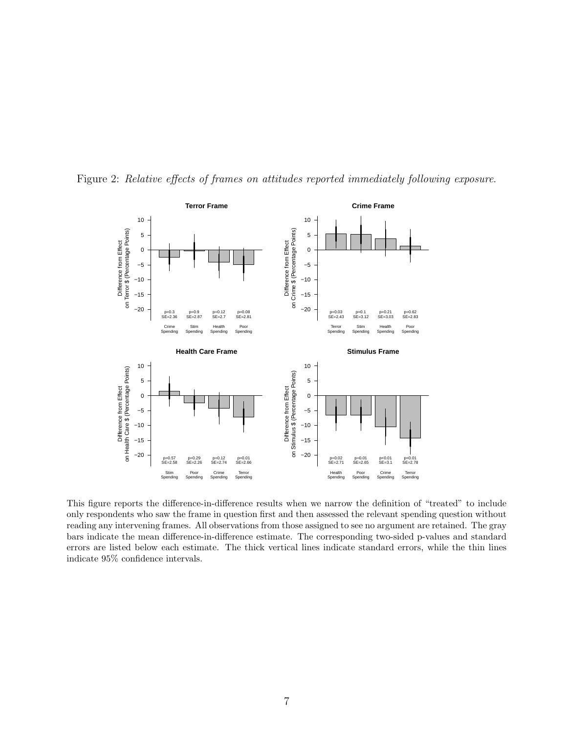Figure 2: *Relative effects of frames on attitudes reported immediately following exposure.*

This figure reports the difference-in-difference results when we narrow the definition of "treated" to include only respondents who saw the frame in question first and then assessed the relevant spending question without reading any intervening frames. All observations from those assigned to see no argument are retained. The gray bars indicate the mean difference-in-difference estimate. The corresponding two-sided p-values and standard errors are listed below each estimate. The thick vertical lines indicate standard errors, while the thin lines indicate 95% confidence intervals.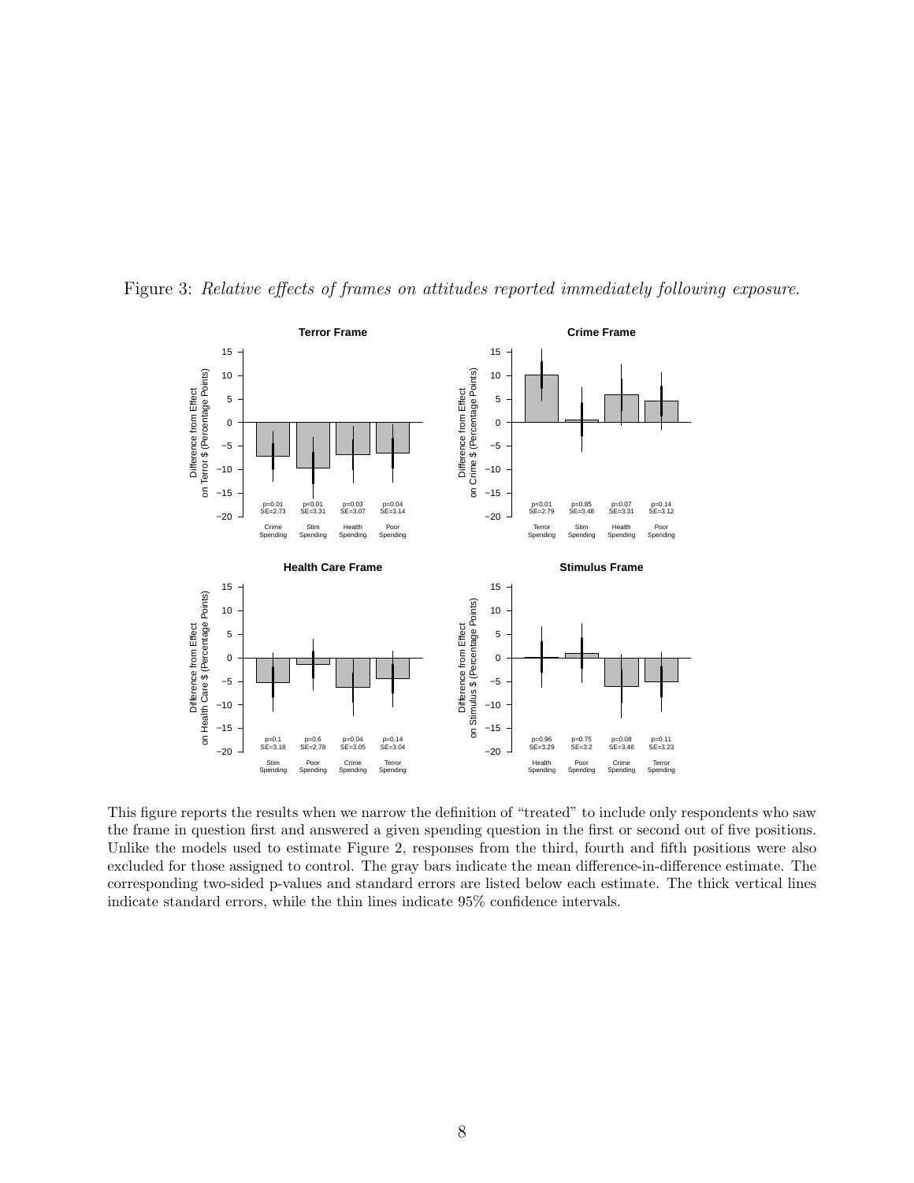Figure 3: *Relative effects of frames on attitudes reported immediately following exposure.*

This figure reports the results when we narrow the definition of "treated" to include only respondents who saw the frame in question first and answered a given spending question in the first or second out of five positions. Unlike the models used to estimate Figure 2, responses from the third, fourth and fifth positions were also excluded for those assigned to control. The gray bars indicate the mean difference-in-difference estimate. The corresponding two-sided p-values and standard errors are listed below each estimate. The thick vertical lines indicate standard errors, while the thin lines indicate 95% confidence intervals.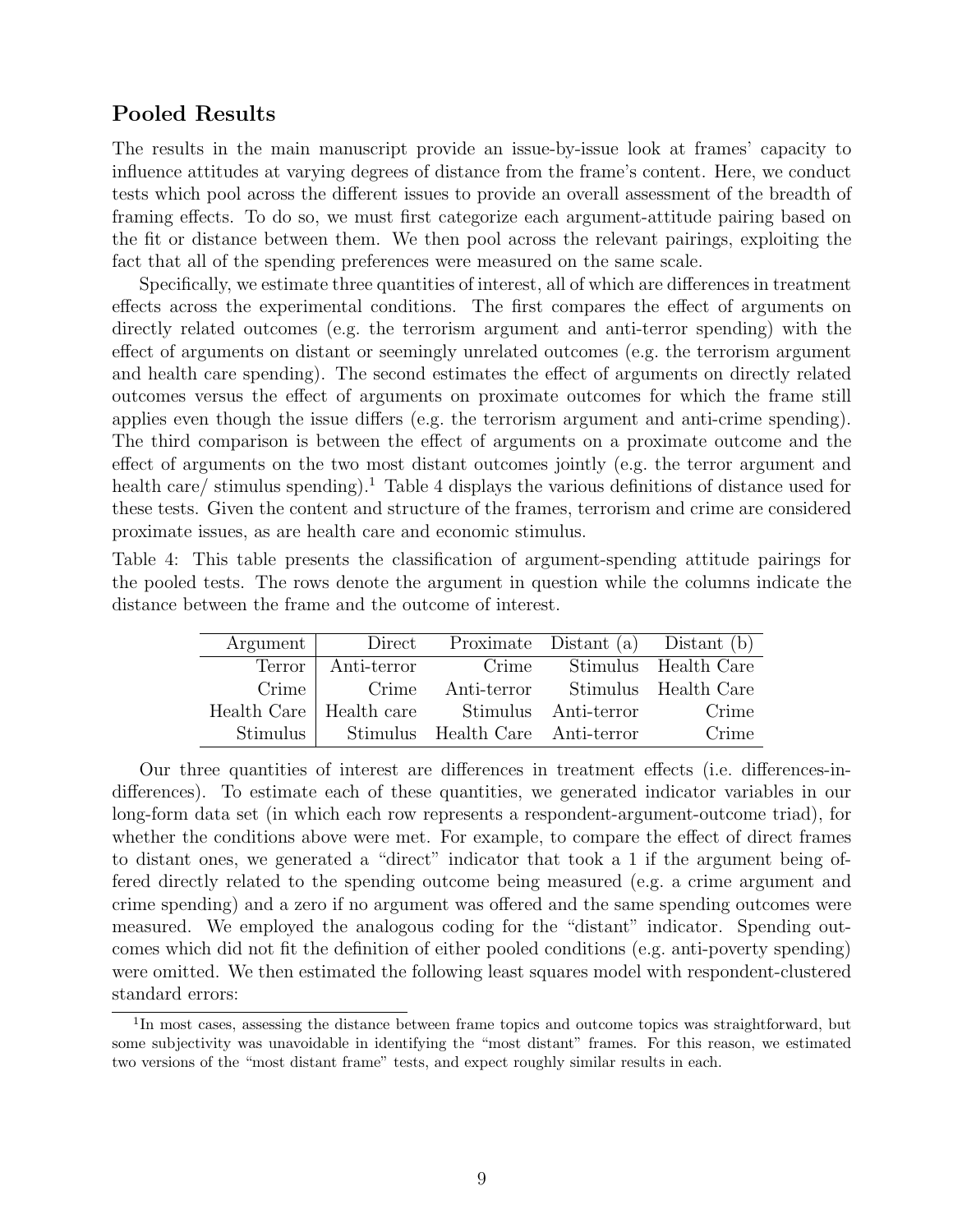## Pooled Results

The results in the main manuscript provide an issue-by-issue look at frames' capacity to influence attitudes at varying degrees of distance from the frame's content. Here, we conduct tests which pool across the different issues to provide an overall assessment of the breadth of framing effects. To do so, we must first categorize each argument-attitude pairing based on the fit or distance between them. We then pool across the relevant pairings, exploiting the fact that all of the spending preferences were measured on the same scale.

Specifically, we estimate three quantities of interest, all of which are differences in treatment effects across the experimental conditions. The first compares the effect of arguments on directly related outcomes (e.g. the terrorism argument and anti-terror spending) with the effect of arguments on distant or seemingly unrelated outcomes (e.g. the terrorism argument and health care spending). The second estimates the effect of arguments on directly related outcomes versus the effect of arguments on proximate outcomes for which the frame still applies even though the issue differs (e.g. the terrorism argument and anti-crime spending). The third comparison is between the effect of arguments on a proximate outcome and the effect of arguments on the two most distant outcomes jointly (e.g. the terror argument and health care/ stimulus spending).[1] Table 4 displays the various definitions of distance used for these tests. Given the content and structure of the frames, terrorism and crime are considered proximate issues, as are health care and economic stimulus.

Table 4: This table presents the classification of argument-spending attitude pairings for the pooled tests. The rows denote the argument in question while the columns indicate the distance between the frame and the outcome of interest.

| Argument | Direct | Proximate | Distant (a) | Distant (b) |
|---|---|---|---|---|
| Terror | Anti-terror | Crime | Stimulus | Health Care |
| Crime | Crime | Anti-terror | Stimulus | Health Care |
| Health Care | Health care | Stimulus | Anti-terror | Crime |
| Stimulus | Stimulus | Health Care | Anti-terror | Crime |

Our three quantities of interest are differences in treatment effects (i.e. differences-in-differences). To estimate each of these quantities, we generated indicator variables in our long-form data set (in which each row represents a respondent-argument-outcome triad), for whether the conditions above were met. For example, to compare the effect of direct frames to distant ones, we generated a "direct" indicator that took a 1 if the argument being offered directly related to the spending outcome being measured (e.g. a crime argument and crime spending) and a zero if no argument was offered and the same spending outcomes were measured. We employed the analogous coding for the "distant" indicator. Spending outcomes which did not fit the definition of either pooled conditions (e.g. anti-poverty spending) were omitted. We then estimated the following least squares model with respondent-clustered standard errors:

[1] In most cases, assessing the distance between frame topics and outcome topics was straightforward, but some subjectivity was unavoidable in identifying the "most distant" frames. For this reason, we estimated two versions of the "most distant frame" tests, and expect roughly similar results in each.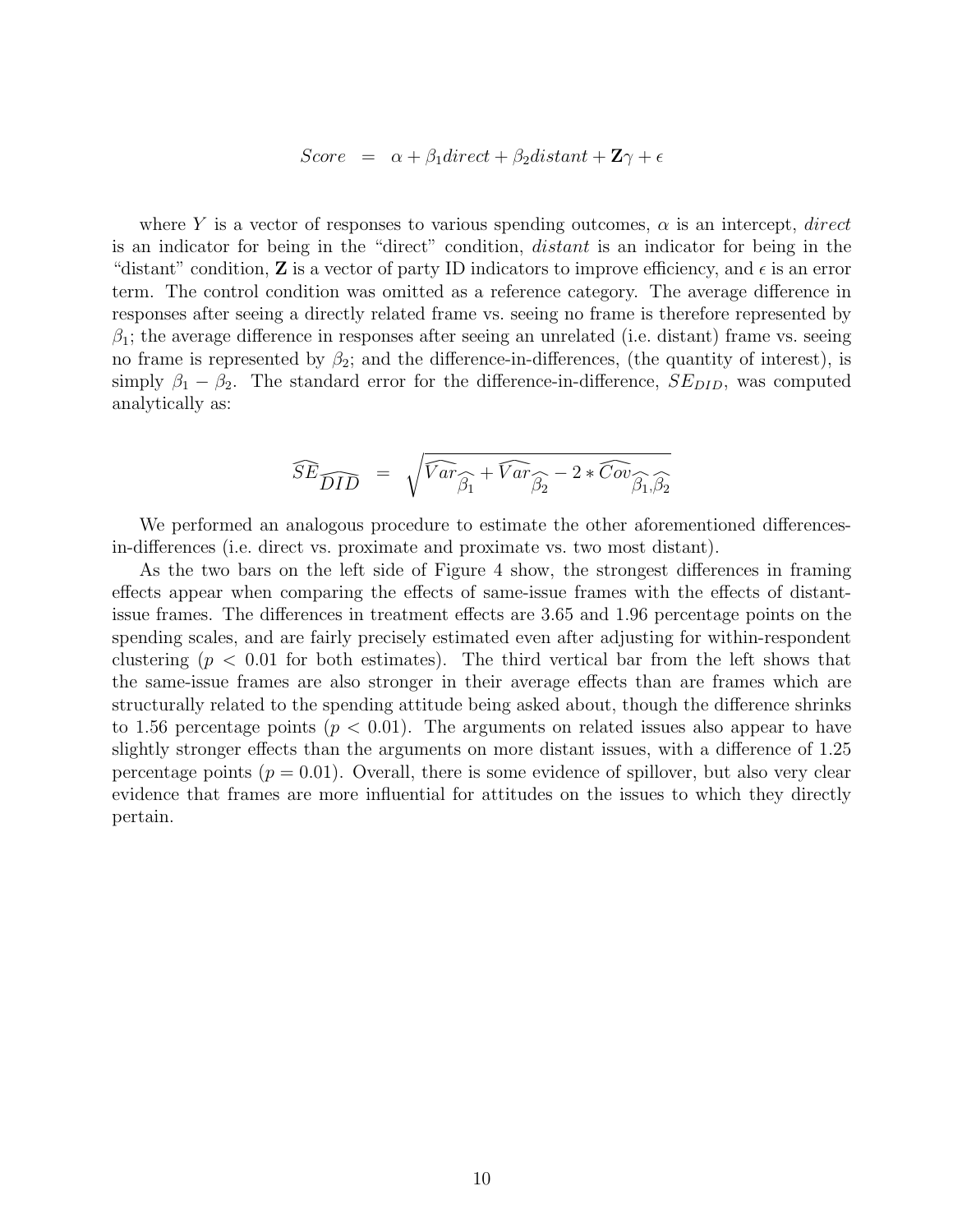$$Score \quad = \quad \alpha + \beta_1 direct + \beta_2 distant + \mathbf{Z}\gamma + \epsilon$$

where $Y$ is a vector of responses to various spending outcomes, $\alpha$ is an intercept, *direct* is an indicator for being in the "direct" condition, *distant* is an indicator for being in the "distant" condition, $\mathbf{Z}$ is a vector of party ID indicators to improve efficiency, and $\epsilon$ is an error term. The control condition was omitted as a reference category. The average difference in responses after seeing a directly related frame vs. seeing no frame is therefore represented by $\beta_1$; the average difference in responses after seeing an unrelated (i.e. distant) frame vs. seeing no frame is represented by $\beta_2$; and the difference-in-differences, (the quantity of interest), is simply $\beta_1 - \beta_2$. The standard error for the difference-in-difference, $SE_{DID}$, was computed analytically as:

$$\widehat{SE}_{\widehat{DID}} \quad = \quad \sqrt{\widehat{Var}_{\widehat{\beta_1}} + \widehat{Var}_{\widehat{\beta_2}} - 2 * \widehat{Cov}_{\widehat{\beta_1},\widehat{\beta_2}}}$$

We performed an analogous procedure to estimate the other aforementioned differences-in-differences (i.e. direct vs. proximate and proximate vs. two most distant).

As the two bars on the left side of Figure 4 show, the strongest differences in framing effects appear when comparing the effects of same-issue frames with the effects of distant-issue frames. The differences in treatment effects are 3.65 and 1.96 percentage points on the spending scales, and are fairly precisely estimated even after adjusting for within-respondent clustering ($p < 0.01$ for both estimates). The third vertical bar from the left shows that the same-issue frames are also stronger in their average effects than are frames which are structurally related to the spending attitude being asked about, though the difference shrinks to 1.56 percentage points ($p < 0.01$). The arguments on related issues also appear to have slightly stronger effects than the arguments on more distant issues, with a difference of 1.25 percentage points ($p = 0.01$). Overall, there is some evidence of spillover, but also very clear evidence that frames are more influential for attitudes on the issues to which they directly pertain.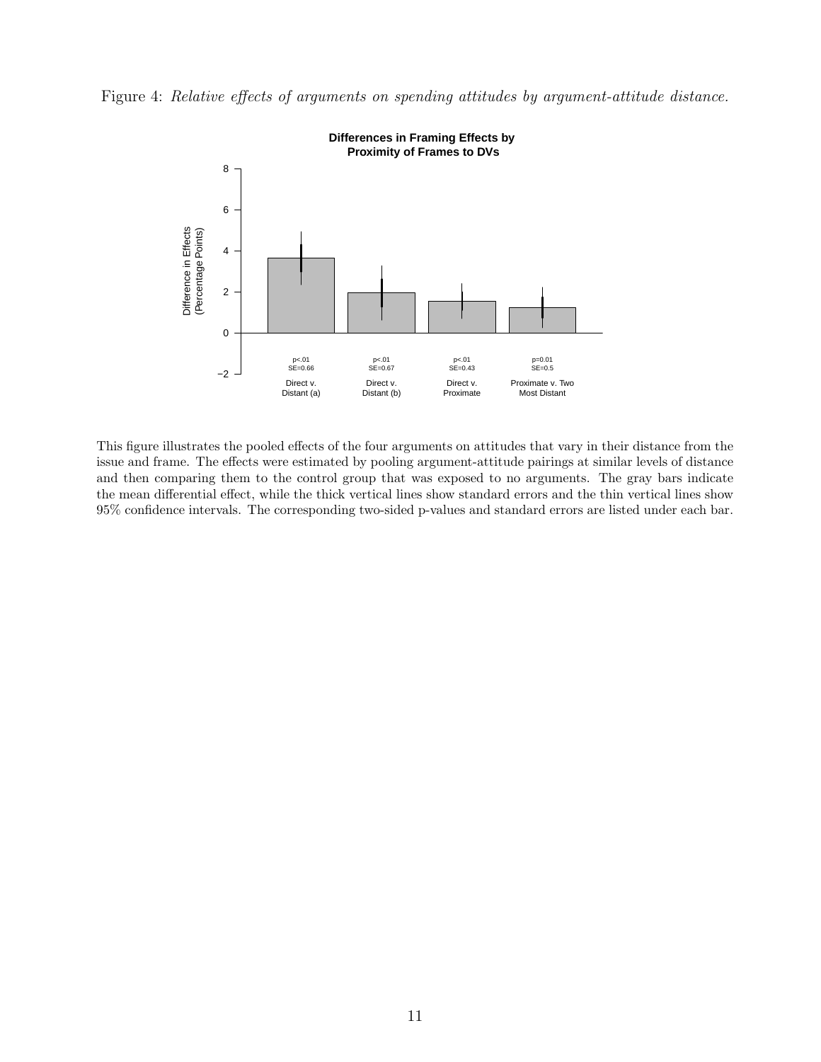Figure 4: *Relative effects of arguments on spending attitudes by argument-attitude distance.*

**Differences in Framing Effects by Proximity of Frames to DVs**

Difference in Effects (Percentage Points)

8
6
4
2
0
−2

p<.01
SE=0.66
Direct v. Distant (a)

p<.01
SE=0.67
Direct v. Distant (b)

p<.01
SE=0.43
Direct v. Proximate

p=0.01
SE=0.5
Proximate v. Two Most Distant

This figure illustrates the pooled effects of the four arguments on attitudes that vary in their distance from the issue and frame. The effects were estimated by pooling argument-attitude pairings at similar levels of distance and then comparing them to the control group that was exposed to no arguments. The gray bars indicate the mean differential effect, while the thick vertical lines show standard errors and the thin vertical lines show 95% confidence intervals. The corresponding two-sided p-values and standard errors are listed under each bar.